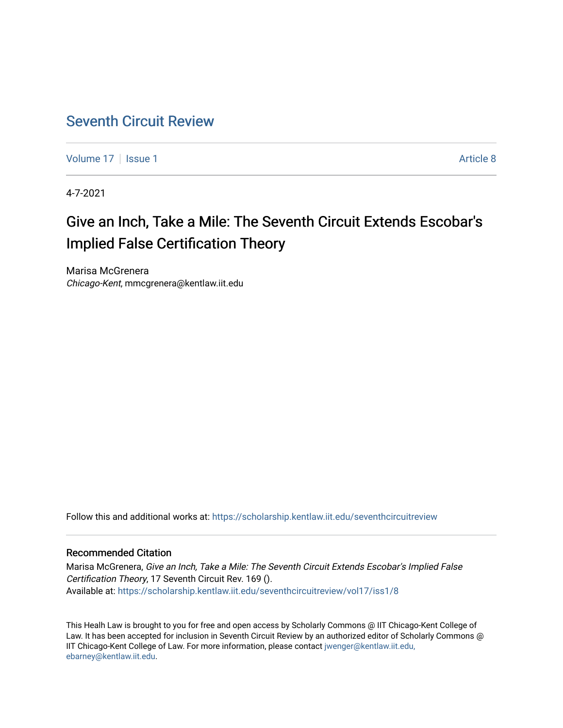# Seventh Circuit Review

Volume 17 | Issue 1 | Article 8

4-7-2021

## Give an Inch, Take a Mile: The Seventh Circuit Extends Escobar's Implied False Certification Theory

Marisa McGrenera
*Chicago-Kent*, mmcgrenera@kentlaw.iit.edu

Follow this and additional works at: https://scholarship.kentlaw.iit.edu/seventhcircuitreview

### Recommended Citation

Marisa McGrenera, *Give an Inch, Take a Mile: The Seventh Circuit Extends Escobar's Implied False Certification Theory*, 17 Seventh Circuit Rev. 169 ().
Available at: https://scholarship.kentlaw.iit.edu/seventhcircuitreview/vol17/iss1/8

This Health Law is brought to you for free and open access by Scholarly Commons @ IIT Chicago-Kent College of Law. It has been accepted for inclusion in Seventh Circuit Review by an authorized editor of Scholarly Commons @ IIT Chicago-Kent College of Law. For more information, please contact jwenger@kentlaw.iit.edu, ebarney@kentlaw.iit.edu.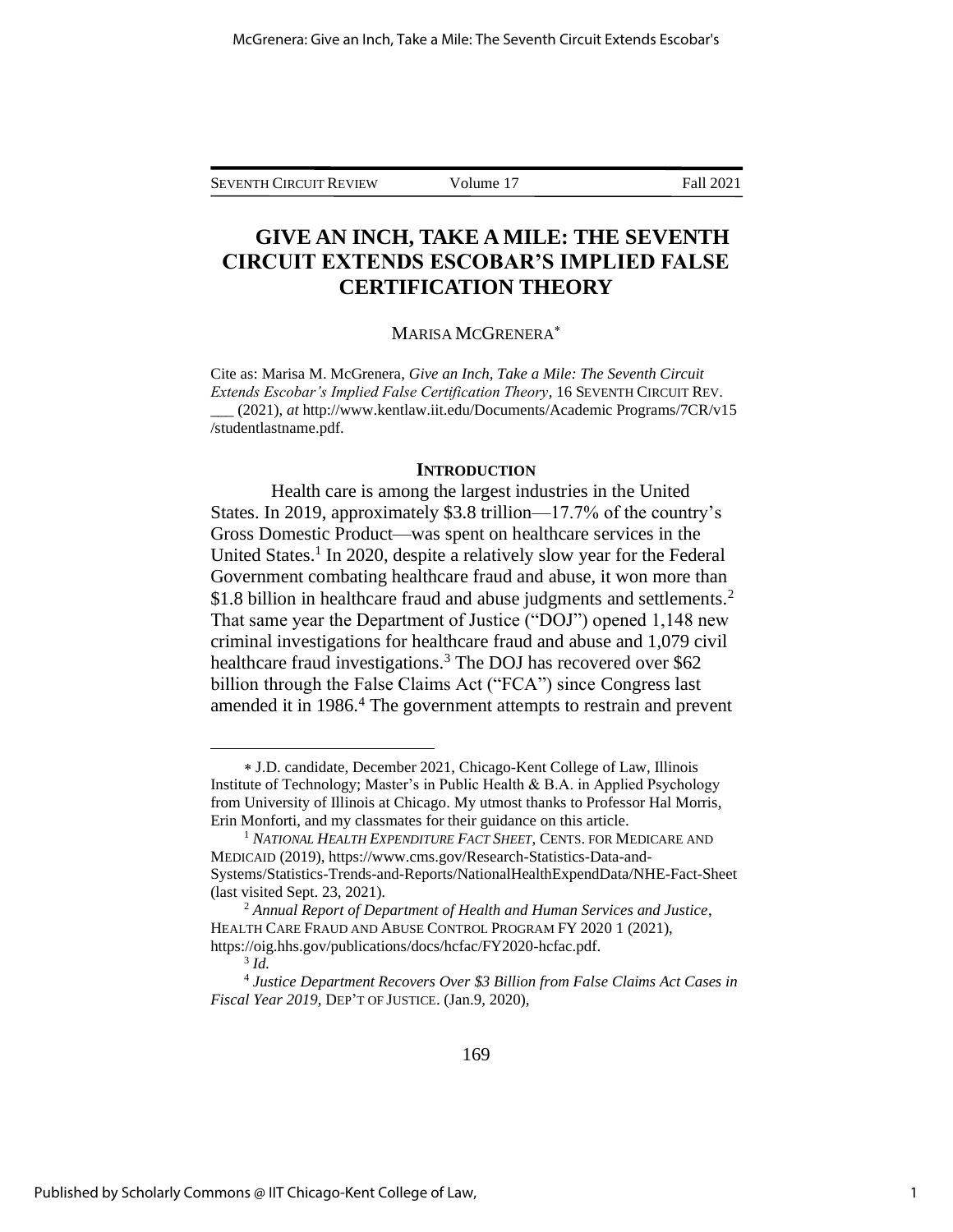# GIVE AN INCH, TAKE A MILE: THE SEVENTH CIRCUIT EXTENDS ESCOBAR'S IMPLIED FALSE CERTIFICATION THEORY

MARISA MCGRENERA*

Cite as: Marisa M. McGrenera, *Give an Inch, Take a Mile: The Seventh Circuit Extends Escobar's Implied False Certification Theory*, 16 SEVENTH CIRCUIT REV. ___ (2021), *at* http://www.kentlaw.iit.edu/Documents/Academic Programs/7CR/v15 /studentlastname.pdf.

## INTRODUCTION

Health care is among the largest industries in the United States. In 2019, approximately $3.8 trillion—17.7% of the country's Gross Domestic Product—was spent on healthcare services in the United States.[1] In 2020, despite a relatively slow year for the Federal Government combating healthcare fraud and abuse, it won more than $1.8 billion in healthcare fraud and abuse judgments and settlements.[2] That same year the Department of Justice ("DOJ") opened 1,148 new criminal investigations for healthcare fraud and abuse and 1,079 civil healthcare fraud investigations.[3] The DOJ has recovered over $62 billion through the False Claims Act ("FCA") since Congress last amended it in 1986.[4] The government attempts to restrain and prevent

---

* J.D. candidate, December 2021, Chicago-Kent College of Law, Illinois Institute of Technology; Master's in Public Health & B.A. in Applied Psychology from University of Illinois at Chicago. My utmost thanks to Professor Hal Morris, Erin Monforti, and my classmates for their guidance on this article.

[1] *NATIONAL HEALTH EXPENDITURE FACT SHEET*, CENTS. FOR MEDICARE AND MEDICAID (2019), https://www.cms.gov/Research-Statistics-Data-and-Systems/Statistics-Trends-and-Reports/NationalHealthExpendData/NHE-Fact-Sheet (last visited Sept. 23, 2021).

[2] *Annual Report of Department of Health and Human Services and Justice*, HEALTH CARE FRAUD AND ABUSE CONTROL PROGRAM FY 2020 1 (2021), https://oig.hhs.gov/publications/docs/hcfac/FY2020-hcfac.pdf.

[3] *Id.*

[4] *Justice Department Recovers Over $3 Billion from False Claims Act Cases in Fiscal Year 2019*, DEP'T OF JUSTICE. (Jan.9, 2020),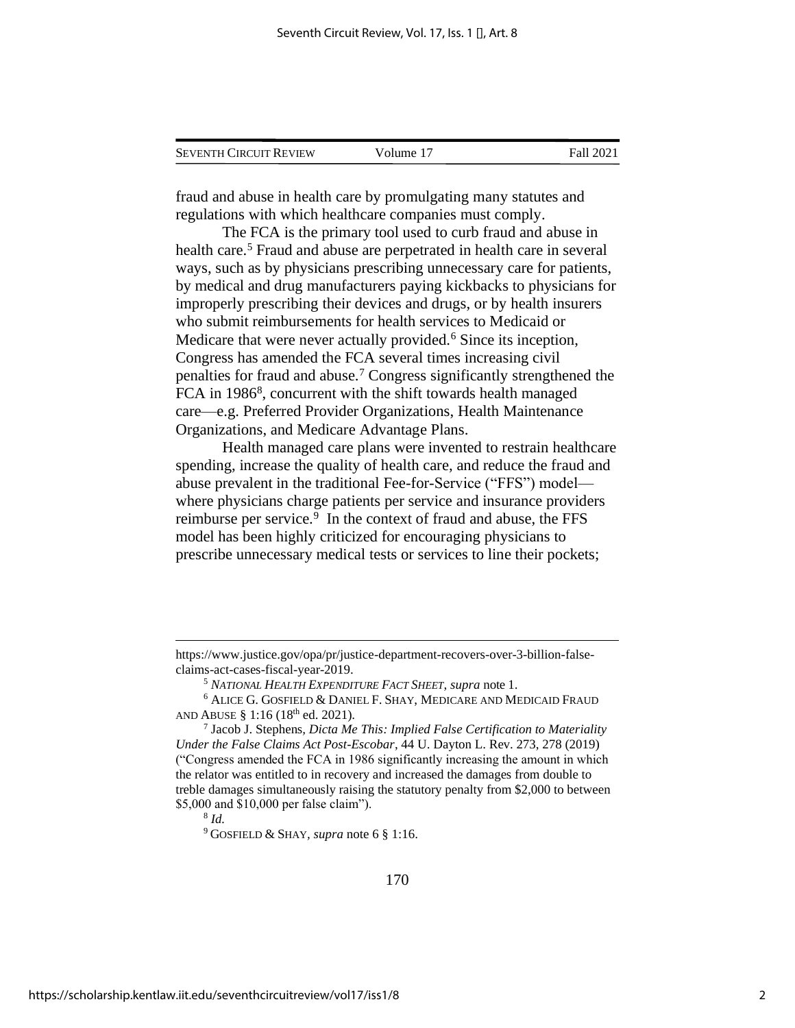fraud and abuse in health care by promulgating many statutes and regulations with which healthcare companies must comply.

The FCA is the primary tool used to curb fraud and abuse in health care.[5] Fraud and abuse are perpetrated in health care in several ways, such as by physicians prescribing unnecessary care for patients, by medical and drug manufacturers paying kickbacks to physicians for improperly prescribing their devices and drugs, or by health insurers who submit reimbursements for health services to Medicaid or Medicare that were never actually provided.[6] Since its inception, Congress has amended the FCA several times increasing civil penalties for fraud and abuse.[7] Congress significantly strengthened the FCA in 1986[8], concurrent with the shift towards health managed care—e.g. Preferred Provider Organizations, Health Maintenance Organizations, and Medicare Advantage Plans.

Health managed care plans were invented to restrain healthcare spending, increase the quality of health care, and reduce the fraud and abuse prevalent in the traditional Fee-for-Service ("FFS") model—where physicians charge patients per service and insurance providers reimburse per service.[9] In the context of fraud and abuse, the FFS model has been highly criticized for encouraging physicians to prescribe unnecessary medical tests or services to line their pockets;

---

https://www.justice.gov/opa/pr/justice-department-recovers-over-3-billion-false-claims-act-cases-fiscal-year-2019.

[5] *National Health Expenditure Fact Sheet*, *supra* note 1.

[6] Alice G. Gosfield & Daniel F. Shay, Medicare and Medicaid Fraud and Abuse § 1:16 (18th ed. 2021).

[7] Jacob J. Stephens, *Dicta Me This: Implied False Certification to Materiality Under the False Claims Act Post-Escobar*, 44 U. Dayton L. Rev. 273, 278 (2019) ("Congress amended the FCA in 1986 significantly increasing the amount in which the relator was entitled to in recovery and increased the damages from double to treble damages simultaneously raising the statutory penalty from $2,000 to between $5,000 and $10,000 per false claim").

[8] *Id.*

[9] Gosfield & Shay, *supra* note 6 § 1:16.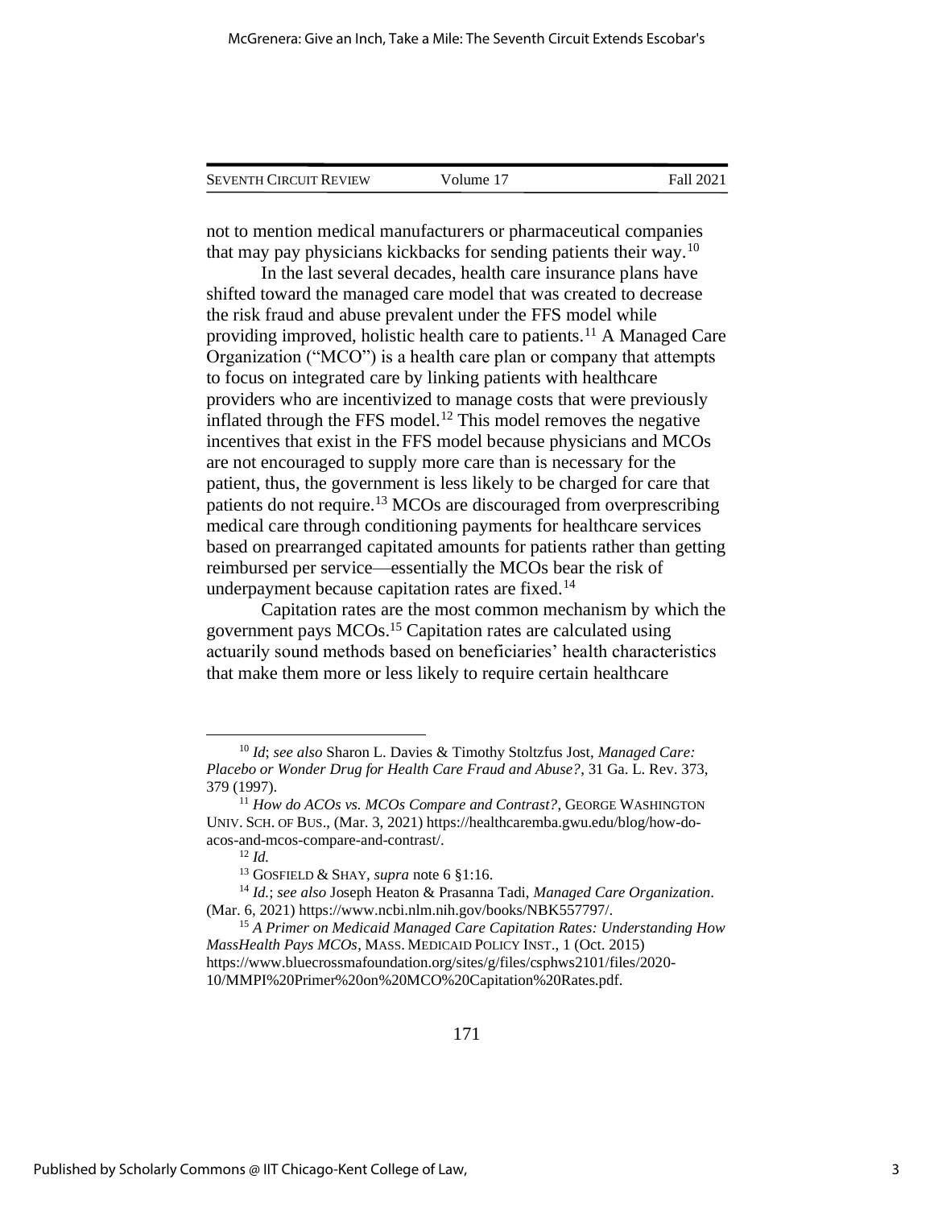not to mention medical manufacturers or pharmaceutical companies that may pay physicians kickbacks for sending patients their way.[10]

In the last several decades, health care insurance plans have shifted toward the managed care model that was created to decrease the risk fraud and abuse prevalent under the FFS model while providing improved, holistic health care to patients.[11] A Managed Care Organization ("MCO") is a health care plan or company that attempts to focus on integrated care by linking patients with healthcare providers who are incentivized to manage costs that were previously inflated through the FFS model.[12] This model removes the negative incentives that exist in the FFS model because physicians and MCOs are not encouraged to supply more care than is necessary for the patient, thus, the government is less likely to be charged for care that patients do not require.[13] MCOs are discouraged from overprescribing medical care through conditioning payments for healthcare services based on prearranged capitated amounts for patients rather than getting reimbursed per service—essentially the MCOs bear the risk of underpayment because capitation rates are fixed.[14]

Capitation rates are the most common mechanism by which the government pays MCOs.[15] Capitation rates are calculated using actuarily sound methods based on beneficiaries' health characteristics that make them more or less likely to require certain healthcare

---

[10] *Id*; *see also* Sharon L. Davies & Timothy Stoltzfus Jost, *Managed Care: Placebo or Wonder Drug for Health Care Fraud and Abuse?*, 31 Ga. L. Rev. 373, 379 (1997).

[11] *How do ACOs vs. MCOs Compare and Contrast?*, GEORGE WASHINGTON UNIV. SCH. OF BUS., (Mar. 3, 2021) https://healthcaremba.gwu.edu/blog/how-do-acos-and-mcos-compare-and-contrast/.

[12] *Id.*

[13] GOSFIELD & SHAY, *supra* note 6 §1:16.

[14] *Id.*; *see also* Joseph Heaton & Prasanna Tadi, *Managed Care Organization*. (Mar. 6, 2021) https://www.ncbi.nlm.nih.gov/books/NBK557797/.

[15] *A Primer on Medicaid Managed Care Capitation Rates: Understanding How MassHealth Pays MCOs*, MASS. MEDICAID POLICY INST., 1 (Oct. 2015) https://www.bluecrossmafoundation.org/sites/g/files/csphws2101/files/2020-10/MMPI%20Primer%20on%20MCO%20Capitation%20Rates.pdf.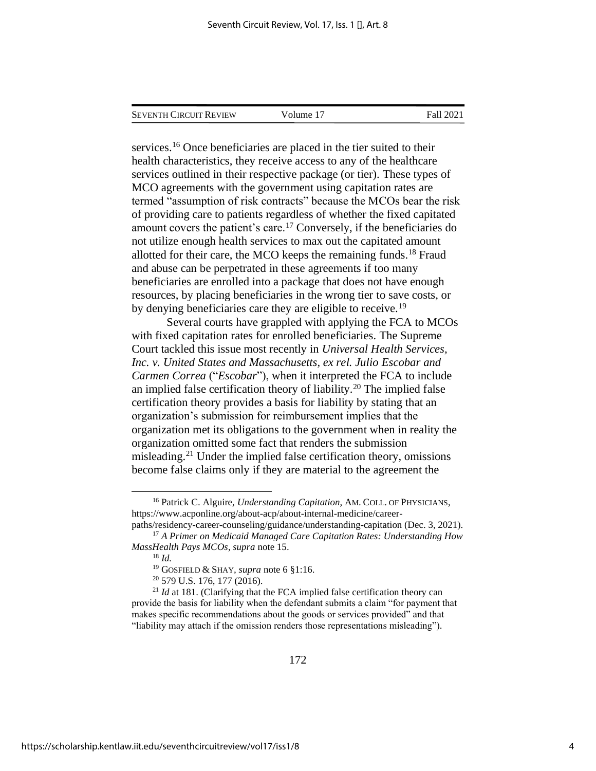services.[16] Once beneficiaries are placed in the tier suited to their health characteristics, they receive access to any of the healthcare services outlined in their respective package (or tier). These types of MCO agreements with the government using capitation rates are termed "assumption of risk contracts" because the MCOs bear the risk of providing care to patients regardless of whether the fixed capitated amount covers the patient's care.[17] Conversely, if the beneficiaries do not utilize enough health services to max out the capitated amount allotted for their care, the MCO keeps the remaining funds.[18] Fraud and abuse can be perpetrated in these agreements if too many beneficiaries are enrolled into a package that does not have enough resources, by placing beneficiaries in the wrong tier to save costs, or by denying beneficiaries care they are eligible to receive.[19]

Several courts have grappled with applying the FCA to MCOs with fixed capitation rates for enrolled beneficiaries. The Supreme Court tackled this issue most recently in *Universal Health Services, Inc. v. United States and Massachusetts, ex rel. Julio Escobar and Carmen Correa* ("*Escobar*"), when it interpreted the FCA to include an implied false certification theory of liability.[20] The implied false certification theory provides a basis for liability by stating that an organization's submission for reimbursement implies that the organization met its obligations to the government when in reality the organization omitted some fact that renders the submission misleading.[21] Under the implied false certification theory, omissions become false claims only if they are material to the agreement the

---

[16] Patrick C. Alguire, *Understanding Capitation*, AM. COLL. OF PHYSICIANS, https://www.acponline.org/about-acp/about-internal-medicine/career-paths/residency-career-counseling/guidance/understanding-capitation (Dec. 3, 2021).

[17] *A Primer on Medicaid Managed Care Capitation Rates: Understanding How MassHealth Pays MCOs*, *supra* note 15.

[18] *Id.*

[19] GOSFIELD & SHAY, *supra* note 6 §1:16.

[20] 579 U.S. 176, 177 (2016).

[21] *Id* at 181. (Clarifying that the FCA implied false certification theory can provide the basis for liability when the defendant submits a claim "for payment that makes specific recommendations about the goods or services provided" and that "liability may attach if the omission renders those representations misleading").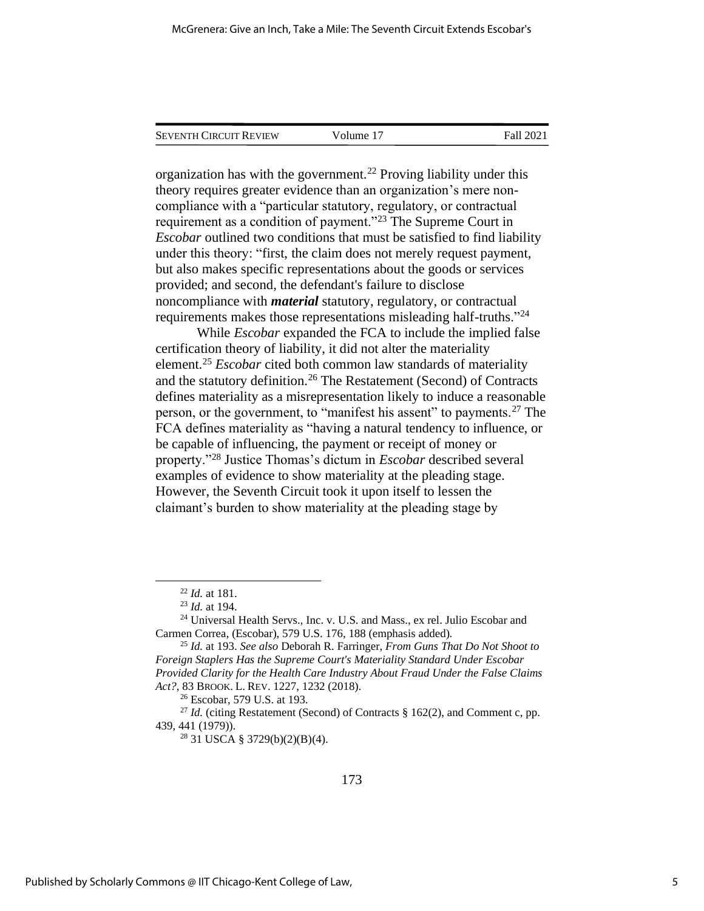organization has with the government.[22] Proving liability under this theory requires greater evidence than an organization's mere non-compliance with a "particular statutory, regulatory, or contractual requirement as a condition of payment."[23] The Supreme Court in *Escobar* outlined two conditions that must be satisfied to find liability under this theory: "first, the claim does not merely request payment, but also makes specific representations about the goods or services provided; and second, the defendant's failure to disclose noncompliance with ***material*** statutory, regulatory, or contractual requirements makes those representations misleading half-truths."[24]

While *Escobar* expanded the FCA to include the implied false certification theory of liability, it did not alter the materiality element.[25] *Escobar* cited both common law standards of materiality and the statutory definition.[26] The Restatement (Second) of Contracts defines materiality as a misrepresentation likely to induce a reasonable person, or the government, to "manifest his assent" to payments.[27] The FCA defines materiality as "having a natural tendency to influence, or be capable of influencing, the payment or receipt of money or property."[28] Justice Thomas's dictum in *Escobar* described several examples of evidence to show materiality at the pleading stage. However, the Seventh Circuit took it upon itself to lessen the claimant's burden to show materiality at the pleading stage by

---

[22] *Id.* at 181.

[23] *Id.* at 194.

[24] Universal Health Servs., Inc. v. U.S. and Mass., ex rel. Julio Escobar and Carmen Correa, (Escobar), 579 U.S. 176, 188 (emphasis added).

[25] *Id.* at 193. *See also* Deborah R. Farringer, *From Guns That Do Not Shoot to Foreign Staplers Has the Supreme Court's Materiality Standard Under Escobar Provided Clarity for the Health Care Industry About Fraud Under the False Claims Act?*, 83 BROOK. L. REV. 1227, 1232 (2018).

[26] Escobar, 579 U.S. at 193.

[27] *Id.* (citing Restatement (Second) of Contracts § 162(2), and Comment c, pp. 439, 441 (1979)).

[28] 31 USCA § 3729(b)(2)(B)(4).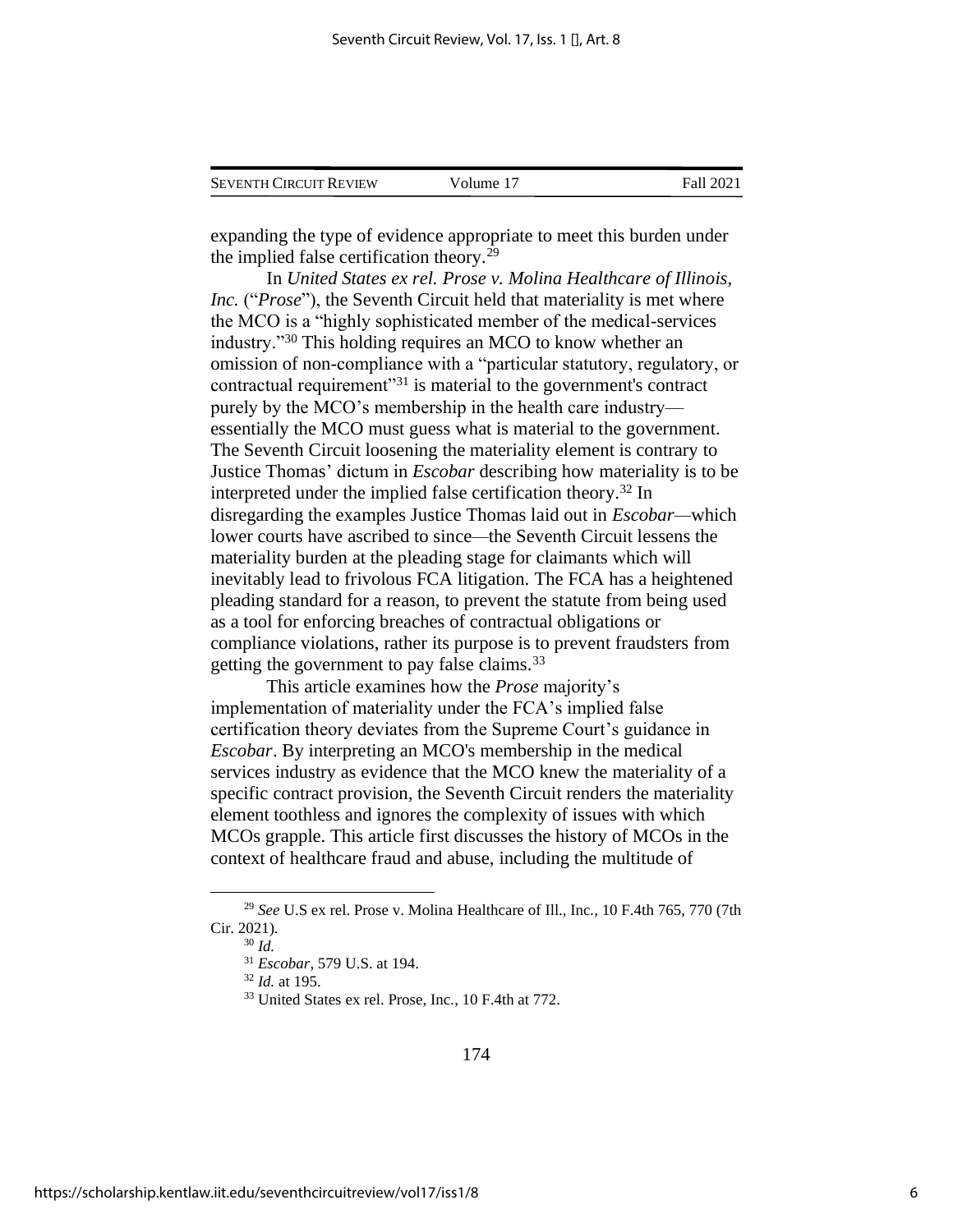expanding the type of evidence appropriate to meet this burden under the implied false certification theory.[29]

In *United States ex rel. Prose v. Molina Healthcare of Illinois, Inc.* ("*Prose*"), the Seventh Circuit held that materiality is met where the MCO is a "highly sophisticated member of the medical-services industry."[30] This holding requires an MCO to know whether an omission of non-compliance with a "particular statutory, regulatory, or contractual requirement"[31] is material to the government's contract purely by the MCO's membership in the health care industry—essentially the MCO must guess what is material to the government. The Seventh Circuit loosening the materiality element is contrary to Justice Thomas' dictum in *Escobar* describing how materiality is to be interpreted under the implied false certification theory.[32] In disregarding the examples Justice Thomas laid out in *Escobar*—which lower courts have ascribed to since—the Seventh Circuit lessens the materiality burden at the pleading stage for claimants which will inevitably lead to frivolous FCA litigation. The FCA has a heightened pleading standard for a reason, to prevent the statute from being used as a tool for enforcing breaches of contractual obligations or compliance violations, rather its purpose is to prevent fraudsters from getting the government to pay false claims.[33]

This article examines how the *Prose* majority's implementation of materiality under the FCA's implied false certification theory deviates from the Supreme Court's guidance in *Escobar*. By interpreting an MCO's membership in the medical services industry as evidence that the MCO knew the materiality of a specific contract provision, the Seventh Circuit renders the materiality element toothless and ignores the complexity of issues with which MCOs grapple. This article first discusses the history of MCOs in the context of healthcare fraud and abuse, including the multitude of

---

[29] *See* U.S ex rel. Prose v. Molina Healthcare of Ill., Inc., 10 F.4th 765, 770 (7th Cir. 2021).

[30] *Id.*

[31] *Escobar*, 579 U.S. at 194.

[32] *Id.* at 195.

[33] United States ex rel. Prose, Inc., 10 F.4th at 772.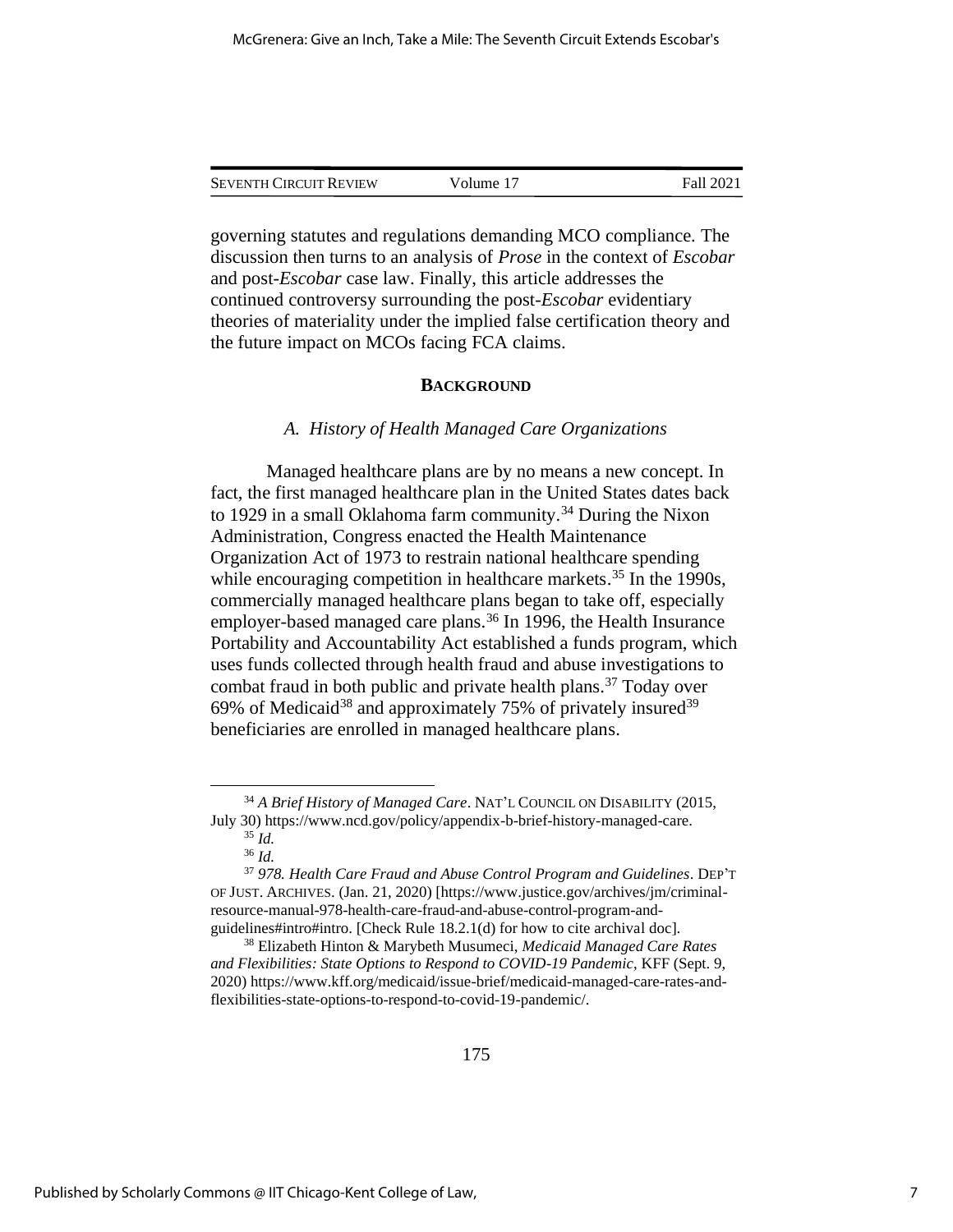governing statutes and regulations demanding MCO compliance. The discussion then turns to an analysis of *Prose* in the context of *Escobar* and post-*Escobar* case law. Finally, this article addresses the continued controversy surrounding the post-*Escobar* evidentiary theories of materiality under the implied false certification theory and the future impact on MCOs facing FCA claims.

## BACKGROUND

### *A. History of Health Managed Care Organizations*

Managed healthcare plans are by no means a new concept. In fact, the first managed healthcare plan in the United States dates back to 1929 in a small Oklahoma farm community.[34] During the Nixon Administration, Congress enacted the Health Maintenance Organization Act of 1973 to restrain national healthcare spending while encouraging competition in healthcare markets.[35] In the 1990s, commercially managed healthcare plans began to take off, especially employer-based managed care plans.[36] In 1996, the Health Insurance Portability and Accountability Act established a funds program, which uses funds collected through health fraud and abuse investigations to combat fraud in both public and private health plans.[37] Today over 69% of Medicaid[38] and approximately 75% of privately insured[39] beneficiaries are enrolled in managed healthcare plans.

---

[34] *A Brief History of Managed Care*. NAT'L COUNCIL ON DISABILITY (2015, July 30) https://www.ncd.gov/policy/appendix-b-brief-history-managed-care.

[35] *Id.*

[36] *Id.*

[37] *978. Health Care Fraud and Abuse Control Program and Guidelines*. DEP'T OF JUST. ARCHIVES. (Jan. 21, 2020) [https://www.justice.gov/archives/jm/criminal-resource-manual-978-health-care-fraud-and-abuse-control-program-and-guidelines#intro#intro. [Check Rule 18.2.1(d) for how to cite archival doc].

[38] Elizabeth Hinton & Marybeth Musumeci, *Medicaid Managed Care Rates and Flexibilities: State Options to Respond to COVID-19 Pandemic*, KFF (Sept. 9, 2020) https://www.kff.org/medicaid/issue-brief/medicaid-managed-care-rates-and-flexibilities-state-options-to-respond-to-covid-19-pandemic/.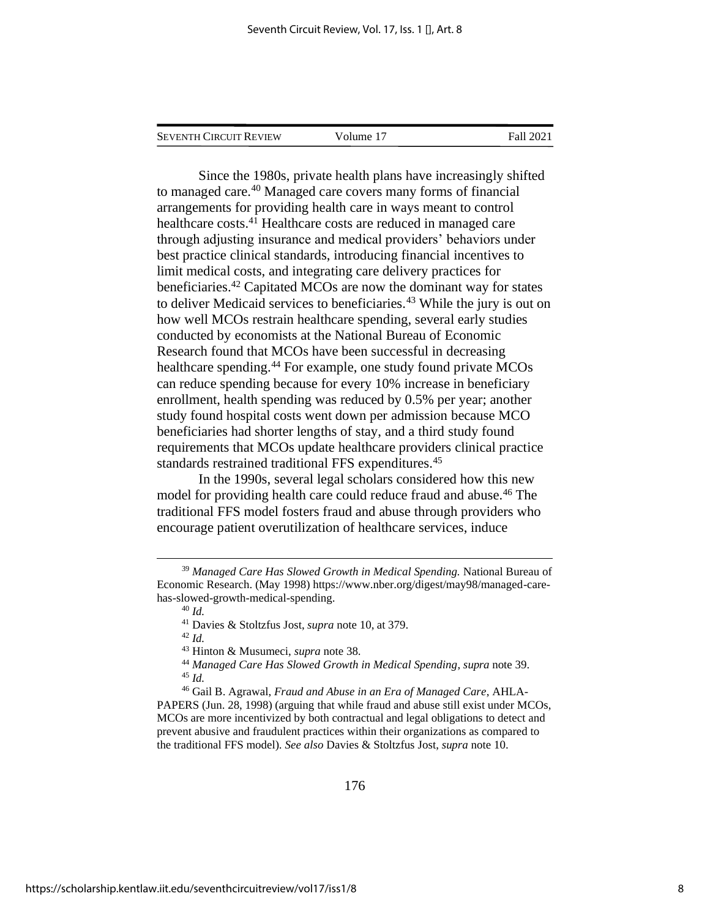Since the 1980s, private health plans have increasingly shifted to managed care.[40] Managed care covers many forms of financial arrangements for providing health care in ways meant to control healthcare costs.[41] Healthcare costs are reduced in managed care through adjusting insurance and medical providers' behaviors under best practice clinical standards, introducing financial incentives to limit medical costs, and integrating care delivery practices for beneficiaries.[42] Capitated MCOs are now the dominant way for states to deliver Medicaid services to beneficiaries.[43] While the jury is out on how well MCOs restrain healthcare spending, several early studies conducted by economists at the National Bureau of Economic Research found that MCOs have been successful in decreasing healthcare spending.[44] For example, one study found private MCOs can reduce spending because for every 10% increase in beneficiary enrollment, health spending was reduced by 0.5% per year; another study found hospital costs went down per admission because MCO beneficiaries had shorter lengths of stay, and a third study found requirements that MCOs update healthcare providers clinical practice standards restrained traditional FFS expenditures.[45]

In the 1990s, several legal scholars considered how this new model for providing health care could reduce fraud and abuse.[46] The traditional FFS model fosters fraud and abuse through providers who encourage patient overutilization of healthcare services, induce

---

[39] *Managed Care Has Slowed Growth in Medical Spending.* National Bureau of Economic Research. (May 1998) https://www.nber.org/digest/may98/managed-care-has-slowed-growth-medical-spending.

[40] *Id.*

[41] Davies & Stoltzfus Jost, *supra* note 10, at 379.

[42] *Id.*

[43] Hinton & Musumeci, *supra* note 38.

[44] *Managed Care Has Slowed Growth in Medical Spending*, *supra* note 39.

[45] *Id.*

[46] Gail B. Agrawal, *Fraud and Abuse in an Era of Managed Care*, AHLA-PAPERS (Jun. 28, 1998) (arguing that while fraud and abuse still exist under MCOs, MCOs are more incentivized by both contractual and legal obligations to detect and prevent abusive and fraudulent practices within their organizations as compared to the traditional FFS model). *See also* Davies & Stoltzfus Jost, *supra* note 10.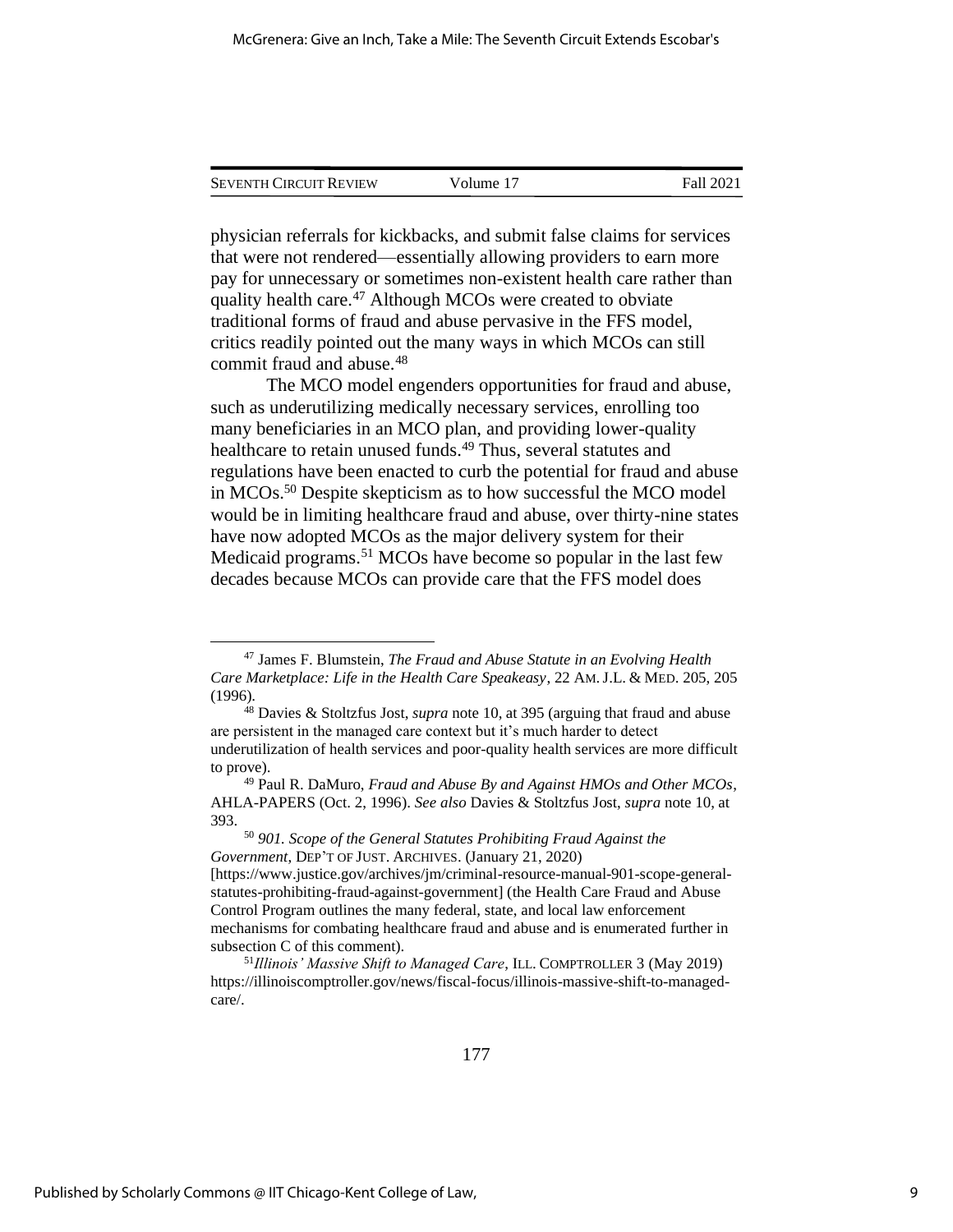physician referrals for kickbacks, and submit false claims for services that were not rendered—essentially allowing providers to earn more pay for unnecessary or sometimes non-existent health care rather than quality health care.[47] Although MCOs were created to obviate traditional forms of fraud and abuse pervasive in the FFS model, critics readily pointed out the many ways in which MCOs can still commit fraud and abuse.[48]

The MCO model engenders opportunities for fraud and abuse, such as underutilizing medically necessary services, enrolling too many beneficiaries in an MCO plan, and providing lower-quality healthcare to retain unused funds.[49] Thus, several statutes and regulations have been enacted to curb the potential for fraud and abuse in MCOs.[50] Despite skepticism as to how successful the MCO model would be in limiting healthcare fraud and abuse, over thirty-nine states have now adopted MCOs as the major delivery system for their Medicaid programs.[51] MCOs have become so popular in the last few decades because MCOs can provide care that the FFS model does

---

[47] James F. Blumstein, *The Fraud and Abuse Statute in an Evolving Health Care Marketplace: Life in the Health Care Speakeasy*, 22 AM. J.L. & MED. 205, 205 (1996).

[48] Davies & Stoltzfus Jost, *supra* note 10, at 395 (arguing that fraud and abuse are persistent in the managed care context but it's much harder to detect underutilization of health services and poor-quality health services are more difficult to prove).

[49] Paul R. DaMuro, *Fraud and Abuse By and Against HMOs and Other MCOs*, AHLA-PAPERS (Oct. 2, 1996). *See also* Davies & Stoltzfus Jost, *supra* note 10, at 393.

[50] *901. Scope of the General Statutes Prohibiting Fraud Against the Government*, DEP'T OF JUST. ARCHIVES. (January 21, 2020) [https://www.justice.gov/archives/jm/criminal-resource-manual-901-scope-general-statutes-prohibiting-fraud-against-government] (the Health Care Fraud and Abuse Control Program outlines the many federal, state, and local law enforcement mechanisms for combating healthcare fraud and abuse and is enumerated further in subsection C of this comment).

[51] *Illinois' Massive Shift to Managed Care*, ILL. COMPTROLLER 3 (May 2019) https://illinoiscomptroller.gov/news/fiscal-focus/illinois-massive-shift-to-managed-care/.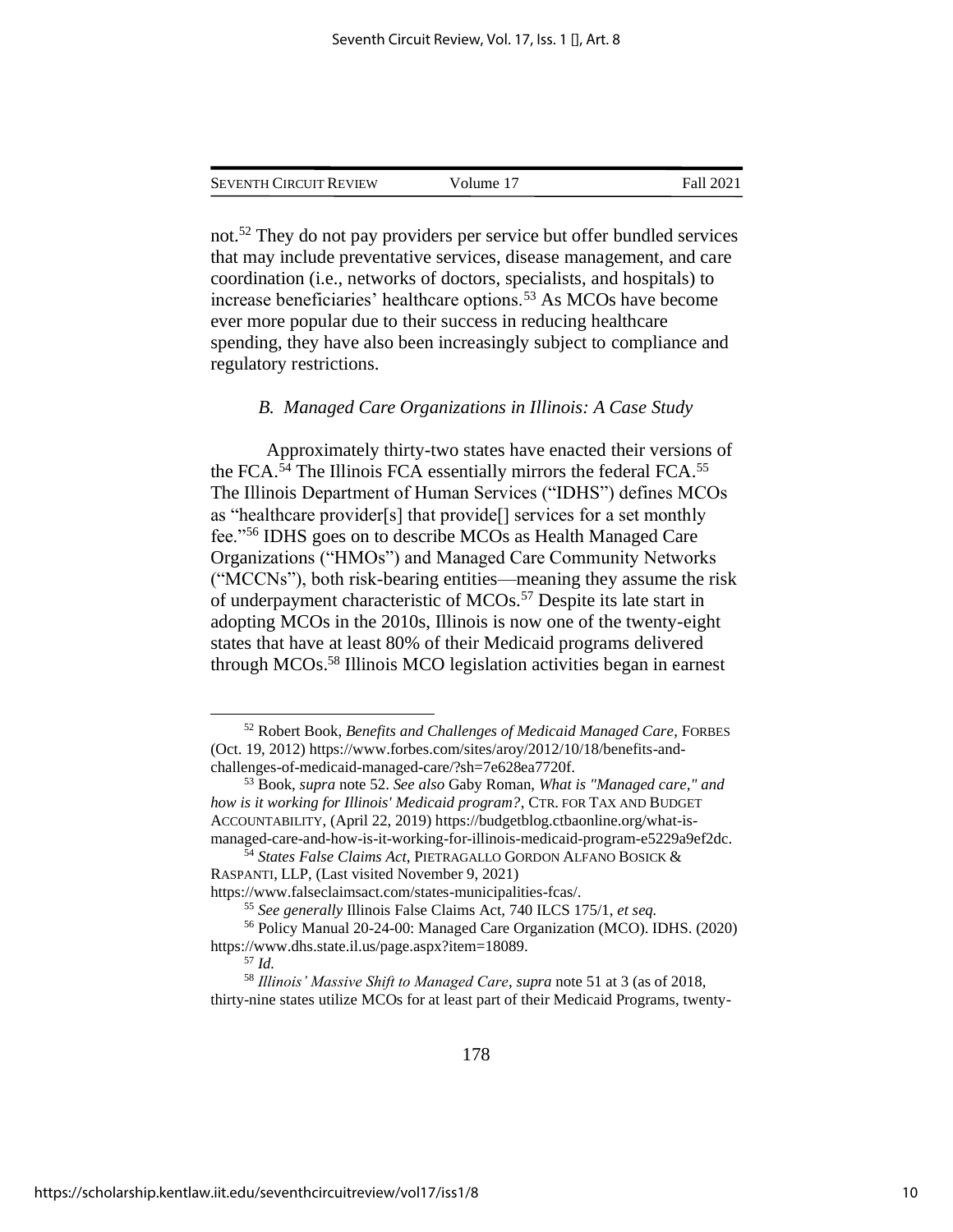not.[52] They do not pay providers per service but offer bundled services that may include preventative services, disease management, and care coordination (i.e., networks of doctors, specialists, and hospitals) to increase beneficiaries' healthcare options.[53] As MCOs have become ever more popular due to their success in reducing healthcare spending, they have also been increasingly subject to compliance and regulatory restrictions.

### *B. Managed Care Organizations in Illinois: A Case Study*

Approximately thirty-two states have enacted their versions of the FCA.[54] The Illinois FCA essentially mirrors the federal FCA.[55] The Illinois Department of Human Services ("IDHS") defines MCOs as "healthcare provider[s] that provide[] services for a set monthly fee."[56] IDHS goes on to describe MCOs as Health Managed Care Organizations ("HMOs") and Managed Care Community Networks ("MCCNs"), both risk-bearing entities—meaning they assume the risk of underpayment characteristic of MCOs.[57] Despite its late start in adopting MCOs in the 2010s, Illinois is now one of the twenty-eight states that have at least 80% of their Medicaid programs delivered through MCOs.[58] Illinois MCO legislation activities began in earnest

---

[52] Robert Book, *Benefits and Challenges of Medicaid Managed Care*, FORBES (Oct. 19, 2012) https://www.forbes.com/sites/aroy/2012/10/18/benefits-and-challenges-of-medicaid-managed-care/?sh=7e628ea7720f.

[53] Book, *supra* note 52. *See also* Gaby Roman, *What is "Managed care," and how is it working for Illinois' Medicaid program?*, CTR. FOR TAX AND BUDGET ACCOUNTABILITY, (April 22, 2019) https://budgetblog.ctbaonline.org/what-is-managed-care-and-how-is-it-working-for-illinois-medicaid-program-e5229a9ef2dc.

[54] *States False Claims Act*, PIETRAGALLO GORDON ALFANO BOSICK & RASPANTI, LLP, (Last visited November 9, 2021) https://www.falseclaimsact.com/states-municipalities-fcas/.

[55] *See generally* Illinois False Claims Act, 740 ILCS 175/1, *et seq.*

[56] Policy Manual 20-24-00: Managed Care Organization (MCO). IDHS. (2020) https://www.dhs.state.il.us/page.aspx?item=18089.

[57] *Id.*

[58] *Illinois' Massive Shift to Managed Care*, *supra* note 51 at 3 (as of 2018, thirty-nine states utilize MCOs for at least part of their Medicaid Programs, twenty-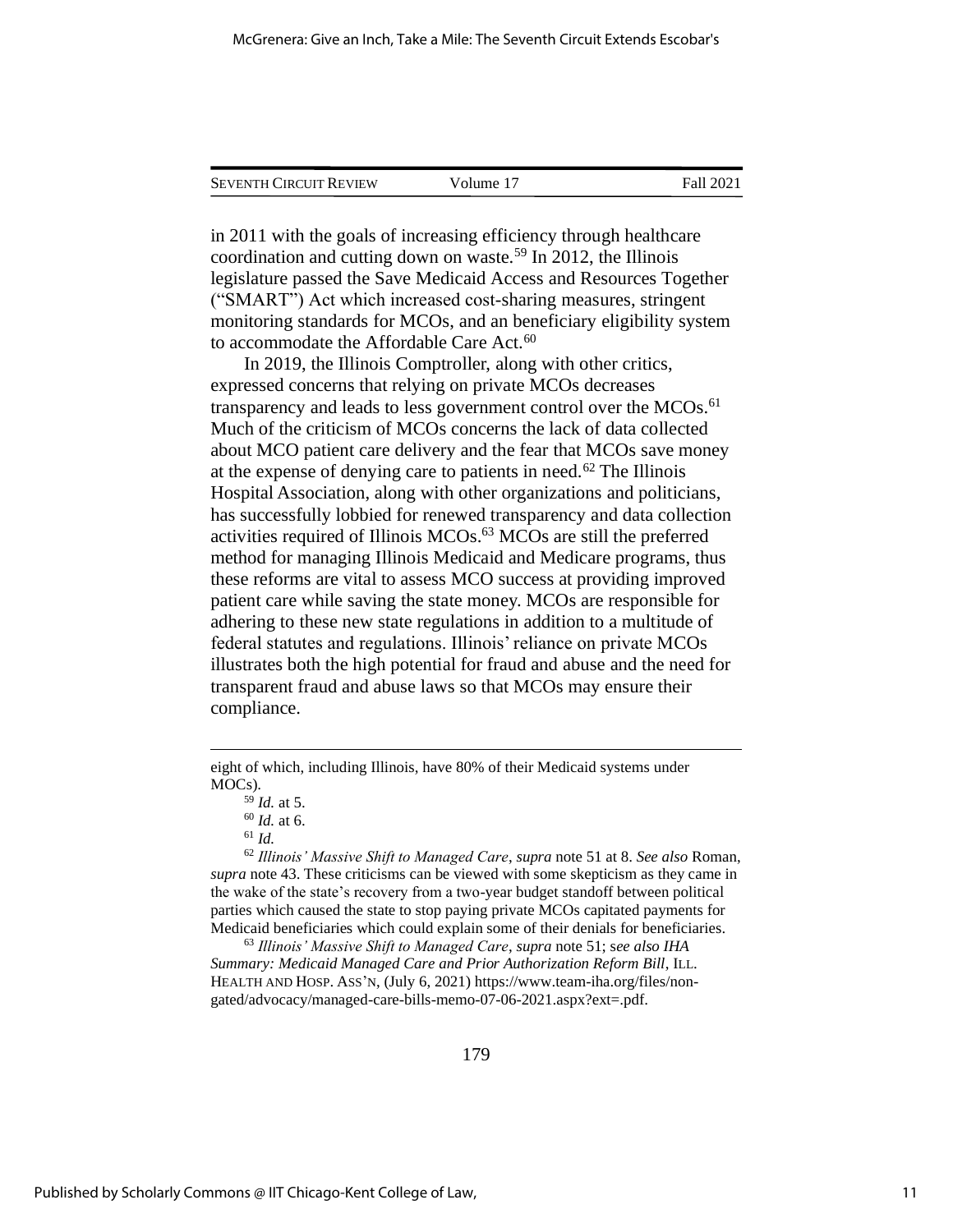in 2011 with the goals of increasing efficiency through healthcare coordination and cutting down on waste.[59] In 2012, the Illinois legislature passed the Save Medicaid Access and Resources Together ("SMART") Act which increased cost-sharing measures, stringent monitoring standards for MCOs, and an beneficiary eligibility system to accommodate the Affordable Care Act.[60]

In 2019, the Illinois Comptroller, along with other critics, expressed concerns that relying on private MCOs decreases transparency and leads to less government control over the MCOs.[61] Much of the criticism of MCOs concerns the lack of data collected about MCO patient care delivery and the fear that MCOs save money at the expense of denying care to patients in need.[62] The Illinois Hospital Association, along with other organizations and politicians, has successfully lobbied for renewed transparency and data collection activities required of Illinois MCOs.[63] MCOs are still the preferred method for managing Illinois Medicaid and Medicare programs, thus these reforms are vital to assess MCO success at providing improved patient care while saving the state money. MCOs are responsible for adhering to these new state regulations in addition to a multitude of federal statutes and regulations. Illinois' reliance on private MCOs illustrates both the high potential for fraud and abuse and the need for transparent fraud and abuse laws so that MCOs may ensure their compliance.

---

eight of which, including Illinois, have 80% of their Medicaid systems under MOCs).

[59] *Id.* at 5.

[60] *Id.* at 6.

[61] *Id.*

[62] *Illinois' Massive Shift to Managed Care*, *supra* note 51 at 8. *See also* Roman, *supra* note 43. These criticisms can be viewed with some skepticism as they came in the wake of the state's recovery from a two-year budget standoff between political parties which caused the state to stop paying private MCOs capitated payments for Medicaid beneficiaries which could explain some of their denials for beneficiaries.

[63] *Illinois' Massive Shift to Managed Care*, *supra* note 51; s*ee also IHA Summary: Medicaid Managed Care and Prior Authorization Reform Bill*, ILL. HEALTH AND HOSP. ASS'N, (July 6, 2021) https://www.team-iha.org/files/non-gated/advocacy/managed-care-bills-memo-07-06-2021.aspx?ext=.pdf.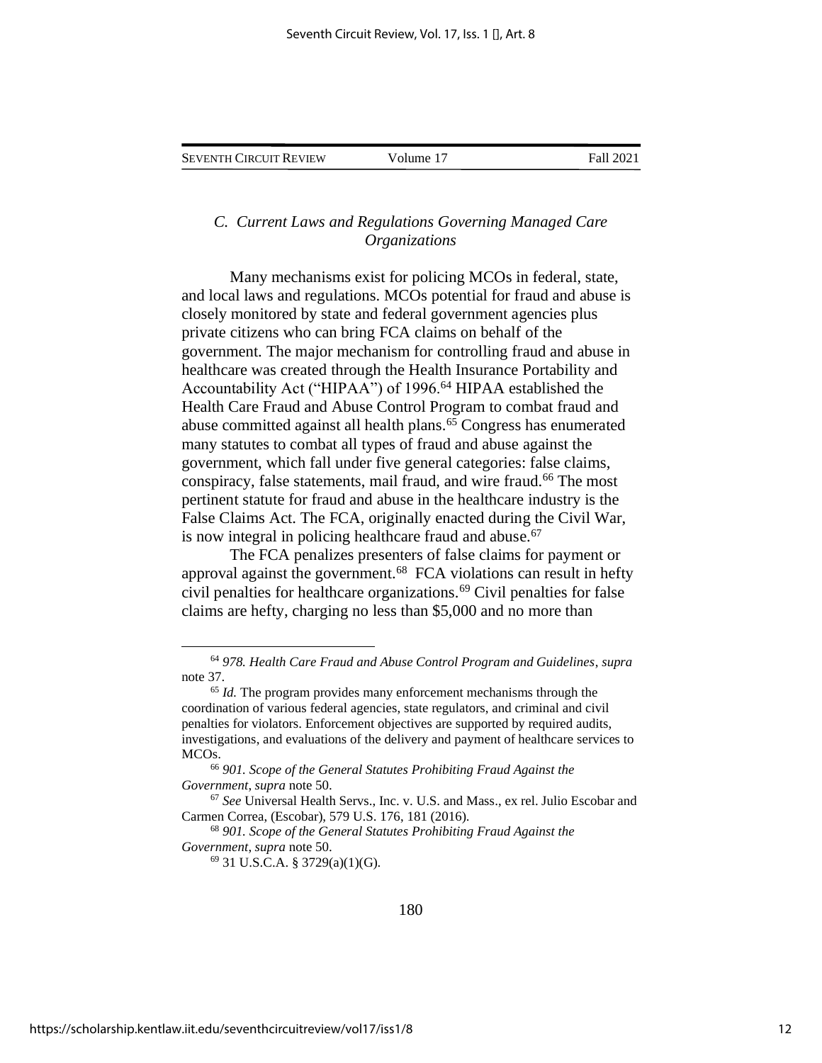### *C. Current Laws and Regulations Governing Managed Care Organizations*

Many mechanisms exist for policing MCOs in federal, state, and local laws and regulations. MCOs potential for fraud and abuse is closely monitored by state and federal government agencies plus private citizens who can bring FCA claims on behalf of the government. The major mechanism for controlling fraud and abuse in healthcare was created through the Health Insurance Portability and Accountability Act ("HIPAA") of 1996.[64] HIPAA established the Health Care Fraud and Abuse Control Program to combat fraud and abuse committed against all health plans.[65] Congress has enumerated many statutes to combat all types of fraud and abuse against the government, which fall under five general categories: false claims, conspiracy, false statements, mail fraud, and wire fraud.[66] The most pertinent statute for fraud and abuse in the healthcare industry is the False Claims Act. The FCA, originally enacted during the Civil War, is now integral in policing healthcare fraud and abuse.[67]

The FCA penalizes presenters of false claims for payment or approval against the government.[68] FCA violations can result in hefty civil penalties for healthcare organizations.[69] Civil penalties for false claims are hefty, charging no less than $5,000 and no more than

---

[64] *978. Health Care Fraud and Abuse Control Program and Guidelines*, *supra* note 37.

[65] *Id.* The program provides many enforcement mechanisms through the coordination of various federal agencies, state regulators, and criminal and civil penalties for violators. Enforcement objectives are supported by required audits, investigations, and evaluations of the delivery and payment of healthcare services to MCOs.

[66] *901. Scope of the General Statutes Prohibiting Fraud Against the Government*, *supra* note 50.

[67] *See* Universal Health Servs., Inc. v. U.S. and Mass., ex rel. Julio Escobar and Carmen Correa, (Escobar), 579 U.S. 176, 181 (2016).

[68] *901. Scope of the General Statutes Prohibiting Fraud Against the Government*, *supra* note 50.

[69] 31 U.S.C.A. § 3729(a)(1)(G).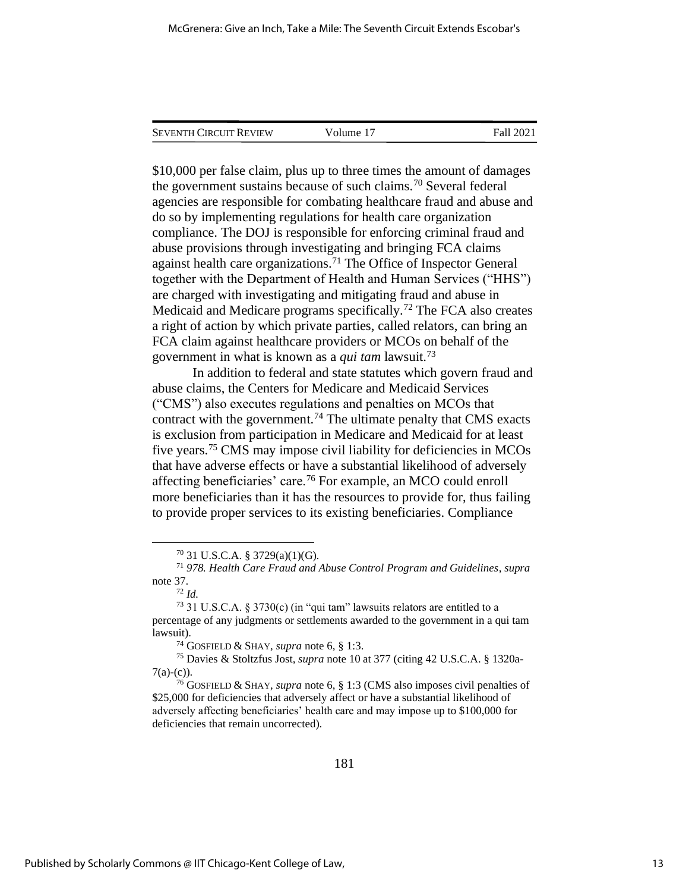$10,000 per false claim, plus up to three times the amount of damages the government sustains because of such claims.[70] Several federal agencies are responsible for combating healthcare fraud and abuse and do so by implementing regulations for health care organization compliance. The DOJ is responsible for enforcing criminal fraud and abuse provisions through investigating and bringing FCA claims against health care organizations.[71] The Office of Inspector General together with the Department of Health and Human Services ("HHS") are charged with investigating and mitigating fraud and abuse in Medicaid and Medicare programs specifically.[72] The FCA also creates a right of action by which private parties, called relators, can bring an FCA claim against healthcare providers or MCOs on behalf of the government in what is known as a *qui tam* lawsuit.[73]

In addition to federal and state statutes which govern fraud and abuse claims, the Centers for Medicare and Medicaid Services ("CMS") also executes regulations and penalties on MCOs that contract with the government.[74] The ultimate penalty that CMS exacts is exclusion from participation in Medicare and Medicaid for at least five years.[75] CMS may impose civil liability for deficiencies in MCOs that have adverse effects or have a substantial likelihood of adversely affecting beneficiaries' care.[76] For example, an MCO could enroll more beneficiaries than it has the resources to provide for, thus failing to provide proper services to its existing beneficiaries. Compliance

---

[70] 31 U.S.C.A. § 3729(a)(1)(G).

[71] *978. Health Care Fraud and Abuse Control Program and Guidelines*, *supra* note 37.

[72] *Id.*

[73] 31 U.S.C.A. § 3730(c) (in "qui tam" lawsuits relators are entitled to a percentage of any judgments or settlements awarded to the government in a qui tam lawsuit).

[74] GOSFIELD & SHAY, *supra* note 6, § 1:3.

[75] Davies & Stoltzfus Jost, *supra* note 10 at 377 (citing 42 U.S.C.A. § 1320a-7(a)-(c)).

[76] GOSFIELD & SHAY, *supra* note 6, § 1:3 (CMS also imposes civil penalties of $25,000 for deficiencies that adversely affect or have a substantial likelihood of adversely affecting beneficiaries' health care and may impose up to $100,000 for deficiencies that remain uncorrected).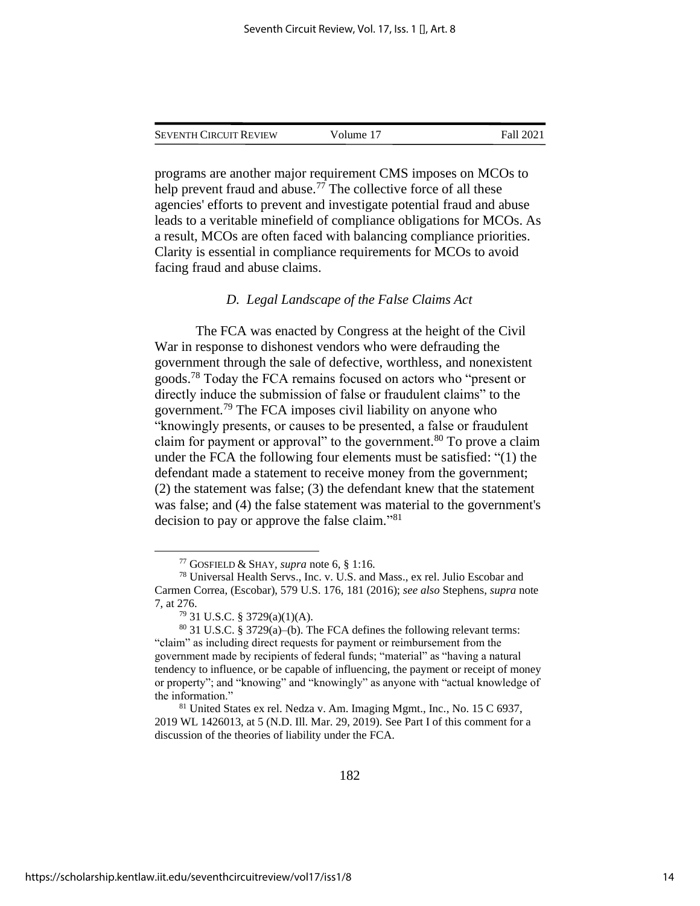programs are another major requirement CMS imposes on MCOs to help prevent fraud and abuse.[77] The collective force of all these agencies' efforts to prevent and investigate potential fraud and abuse leads to a veritable minefield of compliance obligations for MCOs. As a result, MCOs are often faced with balancing compliance priorities. Clarity is essential in compliance requirements for MCOs to avoid facing fraud and abuse claims.

### *D. Legal Landscape of the False Claims Act*

The FCA was enacted by Congress at the height of the Civil War in response to dishonest vendors who were defrauding the government through the sale of defective, worthless, and nonexistent goods.[78] Today the FCA remains focused on actors who "present or directly induce the submission of false or fraudulent claims" to the government.[79] The FCA imposes civil liability on anyone who "knowingly presents, or causes to be presented, a false or fraudulent claim for payment or approval" to the government.[80] To prove a claim under the FCA the following four elements must be satisfied: "(1) the defendant made a statement to receive money from the government; (2) the statement was false; (3) the defendant knew that the statement was false; and (4) the false statement was material to the government's decision to pay or approve the false claim."[81]

---

[77] GOSFIELD & SHAY, *supra* note 6, § 1:16.

[78] Universal Health Servs., Inc. v. U.S. and Mass., ex rel. Julio Escobar and Carmen Correa, (Escobar), 579 U.S. 176, 181 (2016); *see also* Stephens, *supra* note 7, at 276.

[79] 31 U.S.C. § 3729(a)(1)(A).

[80] 31 U.S.C. § 3729(a)–(b). The FCA defines the following relevant terms: "claim" as including direct requests for payment or reimbursement from the government made by recipients of federal funds; "material" as "having a natural tendency to influence, or be capable of influencing, the payment or receipt of money or property"; and "knowing" and "knowingly" as anyone with "actual knowledge of the information."

[81] United States ex rel. Nedza v. Am. Imaging Mgmt., Inc., No. 15 C 6937, 2019 WL 1426013, at 5 (N.D. Ill. Mar. 29, 2019). See Part I of this comment for a discussion of the theories of liability under the FCA.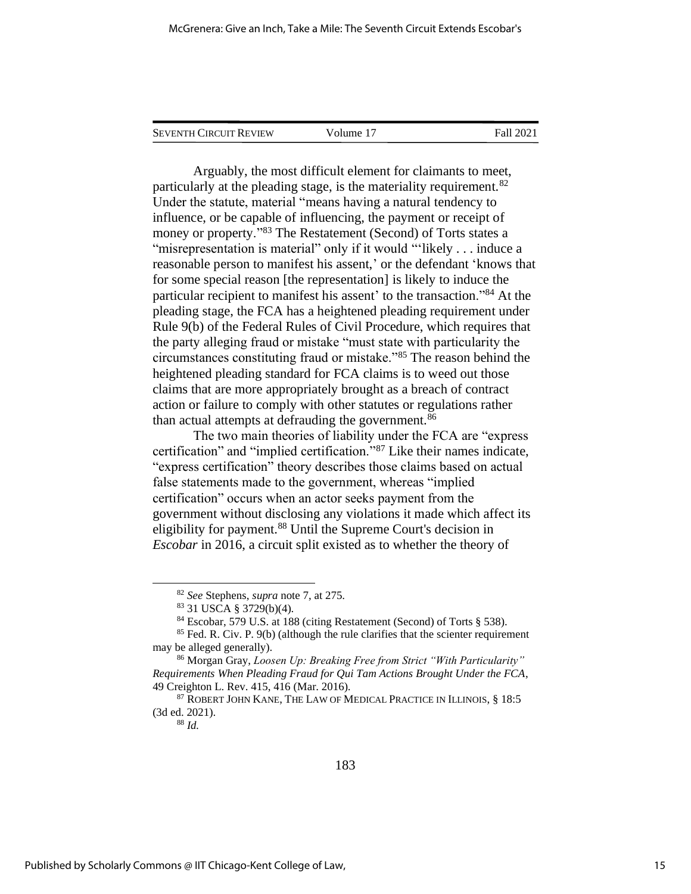Arguably, the most difficult element for claimants to meet, particularly at the pleading stage, is the materiality requirement.[82] Under the statute, material "means having a natural tendency to influence, or be capable of influencing, the payment or receipt of money or property."[83] The Restatement (Second) of Torts states a "misrepresentation is material" only if it would "'likely . . . induce a reasonable person to manifest his assent,' or the defendant 'knows that for some special reason [the representation] is likely to induce the particular recipient to manifest his assent' to the transaction."[84] At the pleading stage, the FCA has a heightened pleading requirement under Rule 9(b) of the Federal Rules of Civil Procedure, which requires that the party alleging fraud or mistake "must state with particularity the circumstances constituting fraud or mistake."[85] The reason behind the heightened pleading standard for FCA claims is to weed out those claims that are more appropriately brought as a breach of contract action or failure to comply with other statutes or regulations rather than actual attempts at defrauding the government.[86]

The two main theories of liability under the FCA are "express certification" and "implied certification."[87] Like their names indicate, "express certification" theory describes those claims based on actual false statements made to the government, whereas "implied certification" occurs when an actor seeks payment from the government without disclosing any violations it made which affect its eligibility for payment.[88] Until the Supreme Court's decision in *Escobar* in 2016, a circuit split existed as to whether the theory of

---

[82] *See* Stephens, *supra* note 7, at 275.

[83] 31 USCA § 3729(b)(4).

[84] Escobar, 579 U.S. at 188 (citing Restatement (Second) of Torts § 538).

[85] Fed. R. Civ. P. 9(b) (although the rule clarifies that the scienter requirement may be alleged generally).

[86] Morgan Gray, *Loosen Up: Breaking Free from Strict "With Particularity" Requirements When Pleading Fraud for Qui Tam Actions Brought Under the FCA*, 49 Creighton L. Rev. 415, 416 (Mar. 2016).

[87] ROBERT JOHN KANE, THE LAW OF MEDICAL PRACTICE IN ILLINOIS, § 18:5 (3d ed. 2021).

[88] *Id.*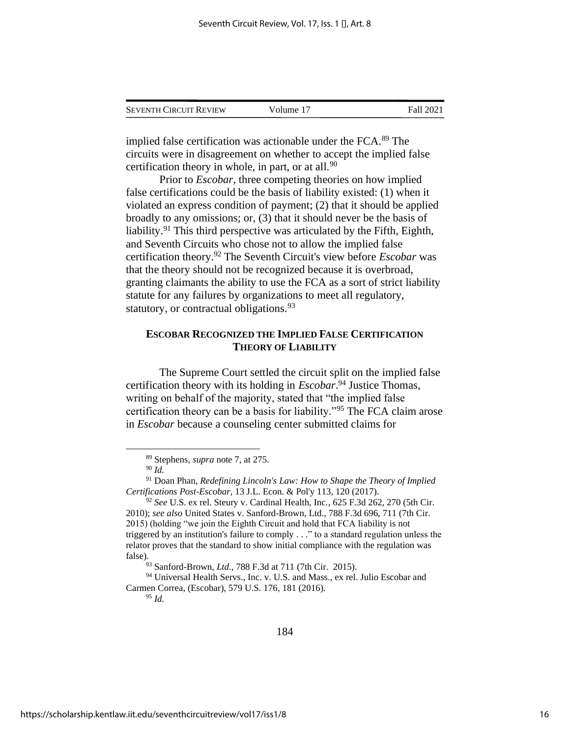implied false certification was actionable under the FCA.[89] The circuits were in disagreement on whether to accept the implied false certification theory in whole, in part, or at all.[90]

Prior to *Escobar*, three competing theories on how implied false certifications could be the basis of liability existed: (1) when it violated an express condition of payment; (2) that it should be applied broadly to any omissions; or, (3) that it should never be the basis of liability.[91] This third perspective was articulated by the Fifth, Eighth, and Seventh Circuits who chose not to allow the implied false certification theory.[92] The Seventh Circuit's view before *Escobar* was that the theory should not be recognized because it is overbroad, granting claimants the ability to use the FCA as a sort of strict liability statute for any failures by organizations to meet all regulatory, statutory, or contractual obligations.[93]

## ESCOBAR RECOGNIZED THE IMPLIED FALSE CERTIFICATION THEORY OF LIABILITY

The Supreme Court settled the circuit split on the implied false certification theory with its holding in *Escobar*.[94] Justice Thomas, writing on behalf of the majority, stated that "the implied false certification theory can be a basis for liability."[95] The FCA claim arose in *Escobar* because a counseling center submitted claims for

---

[89] Stephens, *supra* note 7, at 275.

[90] *Id.*

[91] Doan Phan, *Redefining Lincoln's Law: How to Shape the Theory of Implied Certifications Post-Escobar*, 13 J.L. Econ. & Pol'y 113, 120 (2017).

[92] *See* U.S. ex rel. Steury v. Cardinal Health, Inc., 625 F.3d 262, 270 (5th Cir. 2010); *see also* United States v. Sanford-Brown, Ltd., 788 F.3d 696, 711 (7th Cir. 2015) (holding "we join the Eighth Circuit and hold that FCA liability is not triggered by an institution's failure to comply . . ." to a standard regulation unless the relator proves that the standard to show initial compliance with the regulation was false).

[93] Sanford-Brown, *Ltd.*, 788 F.3d at 711 (7th Cir. 2015).

[94] Universal Health Servs., Inc. v. U.S. and Mass., ex rel. Julio Escobar and Carmen Correa, (Escobar), 579 U.S. 176, 181 (2016).

[95] *Id.*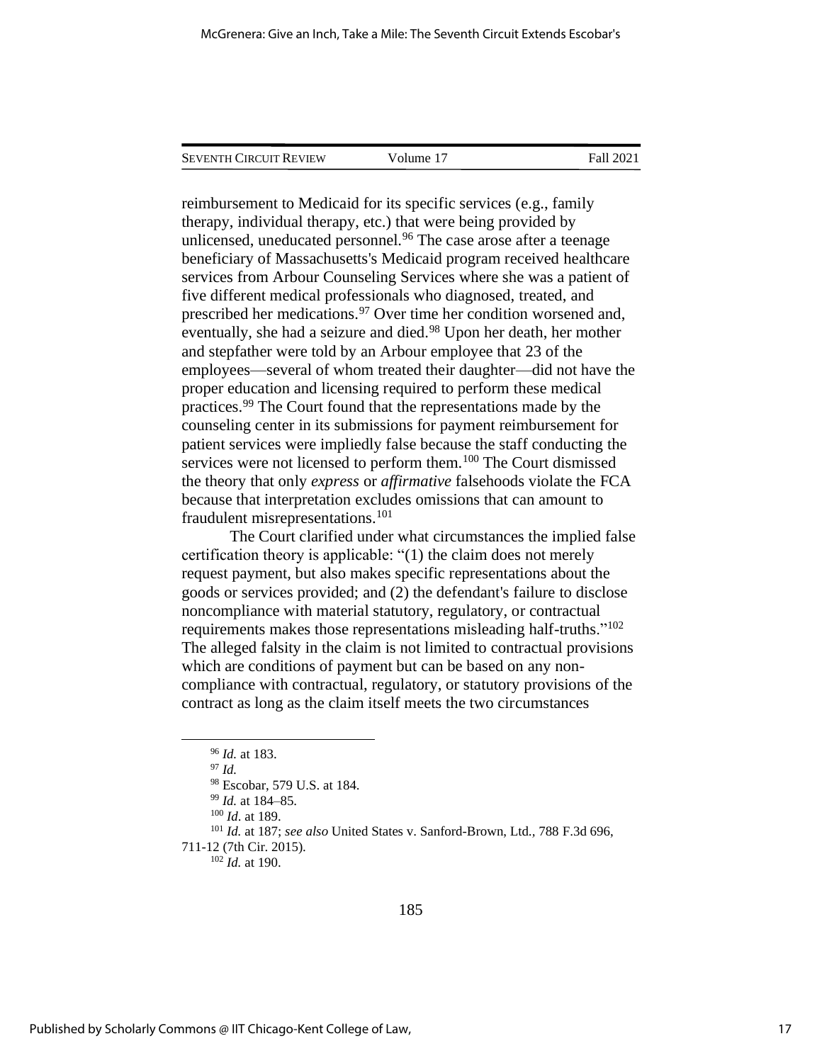reimbursement to Medicaid for its specific services (e.g., family therapy, individual therapy, etc.) that were being provided by unlicensed, uneducated personnel.[96] The case arose after a teenage beneficiary of Massachusetts's Medicaid program received healthcare services from Arbour Counseling Services where she was a patient of five different medical professionals who diagnosed, treated, and prescribed her medications.[97] Over time her condition worsened and, eventually, she had a seizure and died.[98] Upon her death, her mother and stepfather were told by an Arbour employee that 23 of the employees—several of whom treated their daughter—did not have the proper education and licensing required to perform these medical practices.[99] The Court found that the representations made by the counseling center in its submissions for payment reimbursement for patient services were impliedly false because the staff conducting the services were not licensed to perform them.[100] The Court dismissed the theory that only *express* or *affirmative* falsehoods violate the FCA because that interpretation excludes omissions that can amount to fraudulent misrepresentations.[101]

The Court clarified under what circumstances the implied false certification theory is applicable: "(1) the claim does not merely request payment, but also makes specific representations about the goods or services provided; and (2) the defendant's failure to disclose noncompliance with material statutory, regulatory, or contractual requirements makes those representations misleading half-truths."[102] The alleged falsity in the claim is not limited to contractual provisions which are conditions of payment but can be based on any non-compliance with contractual, regulatory, or statutory provisions of the contract as long as the claim itself meets the two circumstances

---

[96] *Id.* at 183.

[97] *Id.*

[98] Escobar, 579 U.S. at 184.

[99] *Id.* at 184–85.

[100] *Id*. at 189.

[101] *Id.* at 187; *see also* United States v. Sanford-Brown, Ltd., 788 F.3d 696, 711-12 (7th Cir. 2015).

[102] *Id.* at 190.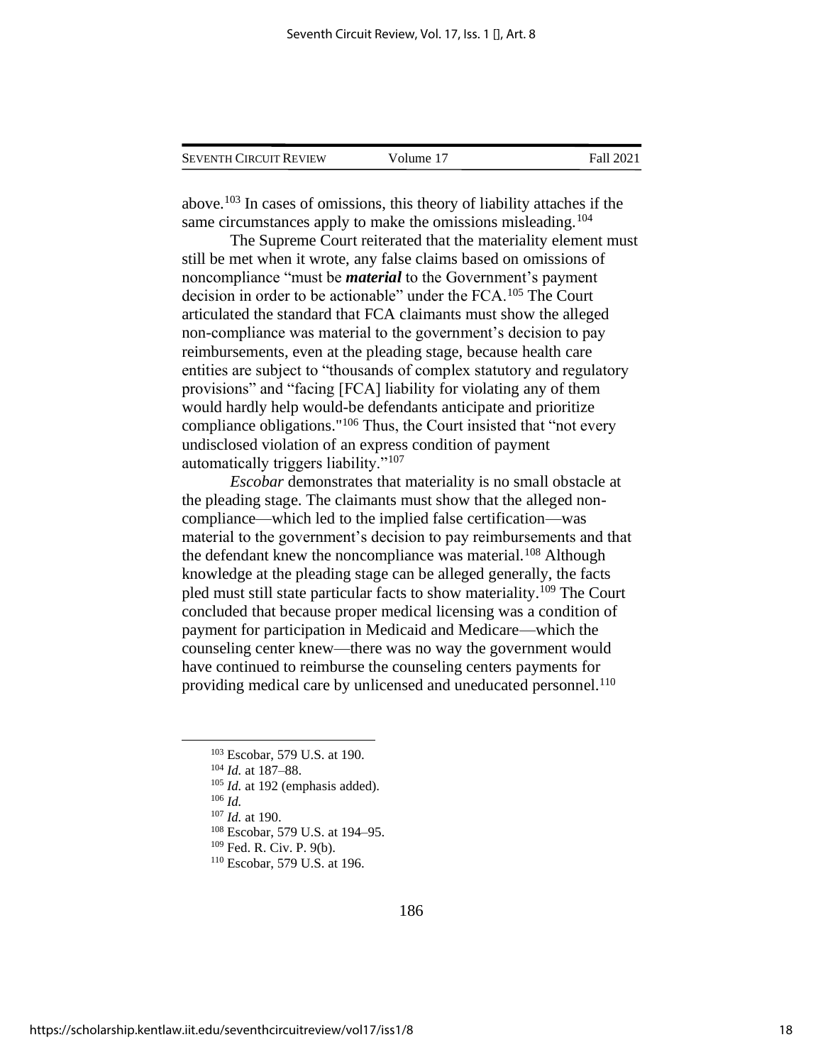above.[103] In cases of omissions, this theory of liability attaches if the same circumstances apply to make the omissions misleading.[104]

The Supreme Court reiterated that the materiality element must still be met when it wrote, any false claims based on omissions of noncompliance "must be ***material*** to the Government's payment decision in order to be actionable" under the FCA.[105] The Court articulated the standard that FCA claimants must show the alleged non-compliance was material to the government's decision to pay reimbursements, even at the pleading stage, because health care entities are subject to "thousands of complex statutory and regulatory provisions" and "facing [FCA] liability for violating any of them would hardly help would-be defendants anticipate and prioritize compliance obligations."[106] Thus, the Court insisted that "not every undisclosed violation of an express condition of payment automatically triggers liability."[107]

*Escobar* demonstrates that materiality is no small obstacle at the pleading stage. The claimants must show that the alleged non-compliance—which led to the implied false certification—was material to the government's decision to pay reimbursements and that the defendant knew the noncompliance was material.[108] Although knowledge at the pleading stage can be alleged generally, the facts pled must still state particular facts to show materiality.[109] The Court concluded that because proper medical licensing was a condition of payment for participation in Medicaid and Medicare—which the counseling center knew—there was no way the government would have continued to reimburse the counseling centers payments for providing medical care by unlicensed and uneducated personnel.[110]

---

[103] Escobar, 579 U.S. at 190.
[104] *Id.* at 187–88.
[105] *Id.* at 192 (emphasis added).
[106] *Id.*
[107] *Id.* at 190.
[108] Escobar, 579 U.S. at 194–95.
[109] Fed. R. Civ. P. 9(b).
[110] Escobar, 579 U.S. at 196.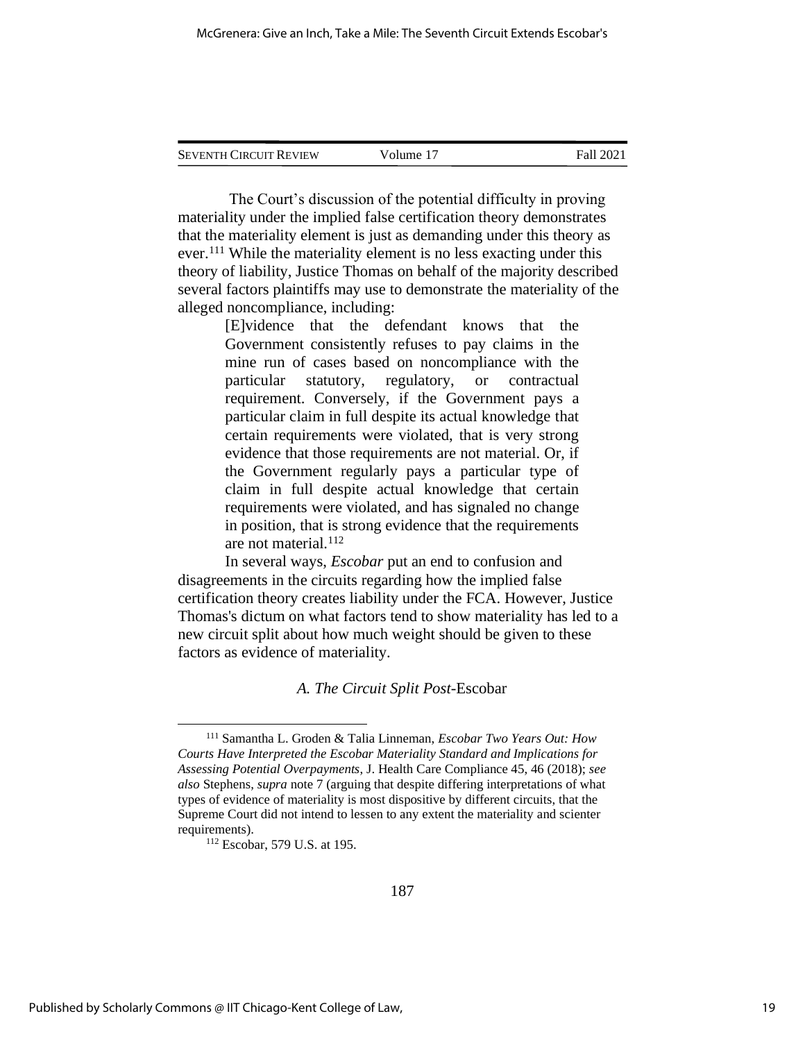The Court's discussion of the potential difficulty in proving materiality under the implied false certification theory demonstrates that the materiality element is just as demanding under this theory as ever.[111] While the materiality element is no less exacting under this theory of liability, Justice Thomas on behalf of the majority described several factors plaintiffs may use to demonstrate the materiality of the alleged noncompliance, including:

> [E]vidence that the defendant knows that the Government consistently refuses to pay claims in the mine run of cases based on noncompliance with the particular statutory, regulatory, or contractual requirement. Conversely, if the Government pays a particular claim in full despite its actual knowledge that certain requirements were violated, that is very strong evidence that those requirements are not material. Or, if the Government regularly pays a particular type of claim in full despite actual knowledge that certain requirements were violated, and has signaled no change in position, that is strong evidence that the requirements are not material.[112]

In several ways, *Escobar* put an end to confusion and disagreements in the circuits regarding how the implied false certification theory creates liability under the FCA. However, Justice Thomas's dictum on what factors tend to show materiality has led to a new circuit split about how much weight should be given to these factors as evidence of materiality.

### *A. The Circuit Split Post-*Escobar

---

[111] Samantha L. Groden & Talia Linneman, *Escobar Two Years Out: How Courts Have Interpreted the Escobar Materiality Standard and Implications for Assessing Potential Overpayments*, J. Health Care Compliance 45, 46 (2018); *see also* Stephens, *supra* note 7 (arguing that despite differing interpretations of what types of evidence of materiality is most dispositive by different circuits, that the Supreme Court did not intend to lessen to any extent the materiality and scienter requirements).

[112] Escobar, 579 U.S. at 195.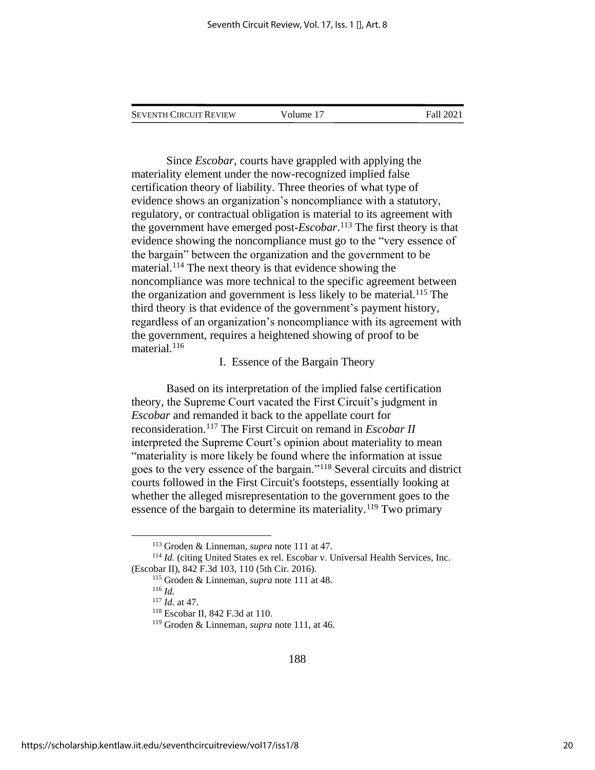Since *Escobar*, courts have grappled with applying the materiality element under the now-recognized implied false certification theory of liability. Three theories of what type of evidence shows an organization's noncompliance with a statutory, regulatory, or contractual obligation is material to its agreement with the government have emerged post-*Escobar*.[113] The first theory is that evidence showing the noncompliance must go to the "very essence of the bargain" between the organization and the government to be material.[114] The next theory is that evidence showing the noncompliance was more technical to the specific agreement between the organization and government is less likely to be material.[115] The third theory is that evidence of the government's payment history, regardless of an organization's noncompliance with its agreement with the government, requires a heightened showing of proof to be material.[116]

## I. Essence of the Bargain Theory

Based on its interpretation of the implied false certification theory, the Supreme Court vacated the First Circuit's judgment in *Escobar* and remanded it back to the appellate court for reconsideration.[117] The First Circuit on remand in *Escobar II* interpreted the Supreme Court's opinion about materiality to mean "materiality is more likely be found where the information at issue goes to the very essence of the bargain."[118] Several circuits and district courts followed in the First Circuit's footsteps, essentially looking at whether the alleged misrepresentation to the government goes to the essence of the bargain to determine its materiality.[119] Two primary

---

[113] Groden & Linneman, *supra* note 111 at 47.

[114] *Id.* (citing United States ex rel. Escobar v. Universal Health Services, Inc. (Escobar II), 842 F.3d 103, 110 (5th Cir. 2016).

[115] Groden & Linneman, *supra* note 111 at 48.

[116] *Id.*

[117] *Id.* at 47.

[118] Escobar II, 842 F.3d at 110.

[119] Groden & Linneman, *supra* note 111, at 46.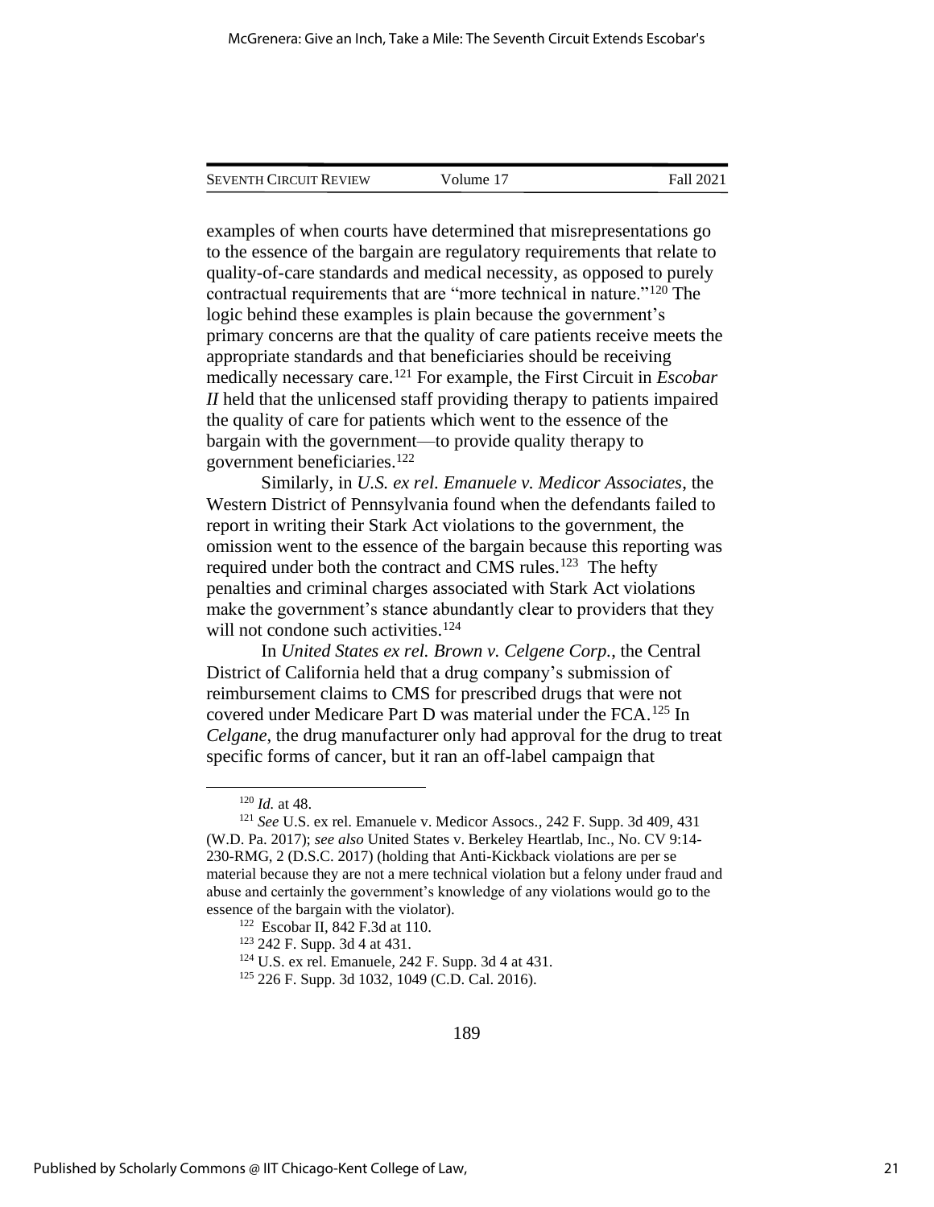examples of when courts have determined that misrepresentations go to the essence of the bargain are regulatory requirements that relate to quality-of-care standards and medical necessity, as opposed to purely contractual requirements that are "more technical in nature."[120] The logic behind these examples is plain because the government's primary concerns are that the quality of care patients receive meets the appropriate standards and that beneficiaries should be receiving medically necessary care.[121] For example, the First Circuit in *Escobar II* held that the unlicensed staff providing therapy to patients impaired the quality of care for patients which went to the essence of the bargain with the government—to provide quality therapy to government beneficiaries.[122]

Similarly, in *U.S. ex rel. Emanuele v. Medicor Associates*, the Western District of Pennsylvania found when the defendants failed to report in writing their Stark Act violations to the government, the omission went to the essence of the bargain because this reporting was required under both the contract and CMS rules.[123] The hefty penalties and criminal charges associated with Stark Act violations make the government's stance abundantly clear to providers that they will not condone such activities.[124]

In *United States ex rel. Brown v. Celgene Corp.*, the Central District of California held that a drug company's submission of reimbursement claims to CMS for prescribed drugs that were not covered under Medicare Part D was material under the FCA.[125] In *Celgane*, the drug manufacturer only had approval for the drug to treat specific forms of cancer, but it ran an off-label campaign that

---

[120] *Id.* at 48.

[121] *See* U.S. ex rel. Emanuele v. Medicor Assocs., 242 F. Supp. 3d 409, 431 (W.D. Pa. 2017); *see also* United States v. Berkeley Heartlab, Inc., No. CV 9:14-230-RMG, 2 (D.S.C. 2017) (holding that Anti-Kickback violations are per se material because they are not a mere technical violation but a felony under fraud and abuse and certainly the government's knowledge of any violations would go to the essence of the bargain with the violator).

[122] Escobar II, 842 F.3d at 110.

[123] 242 F. Supp. 3d 4 at 431.

[124] U.S. ex rel. Emanuele, 242 F. Supp. 3d 4 at 431.

[125] 226 F. Supp. 3d 1032, 1049 (C.D. Cal. 2016).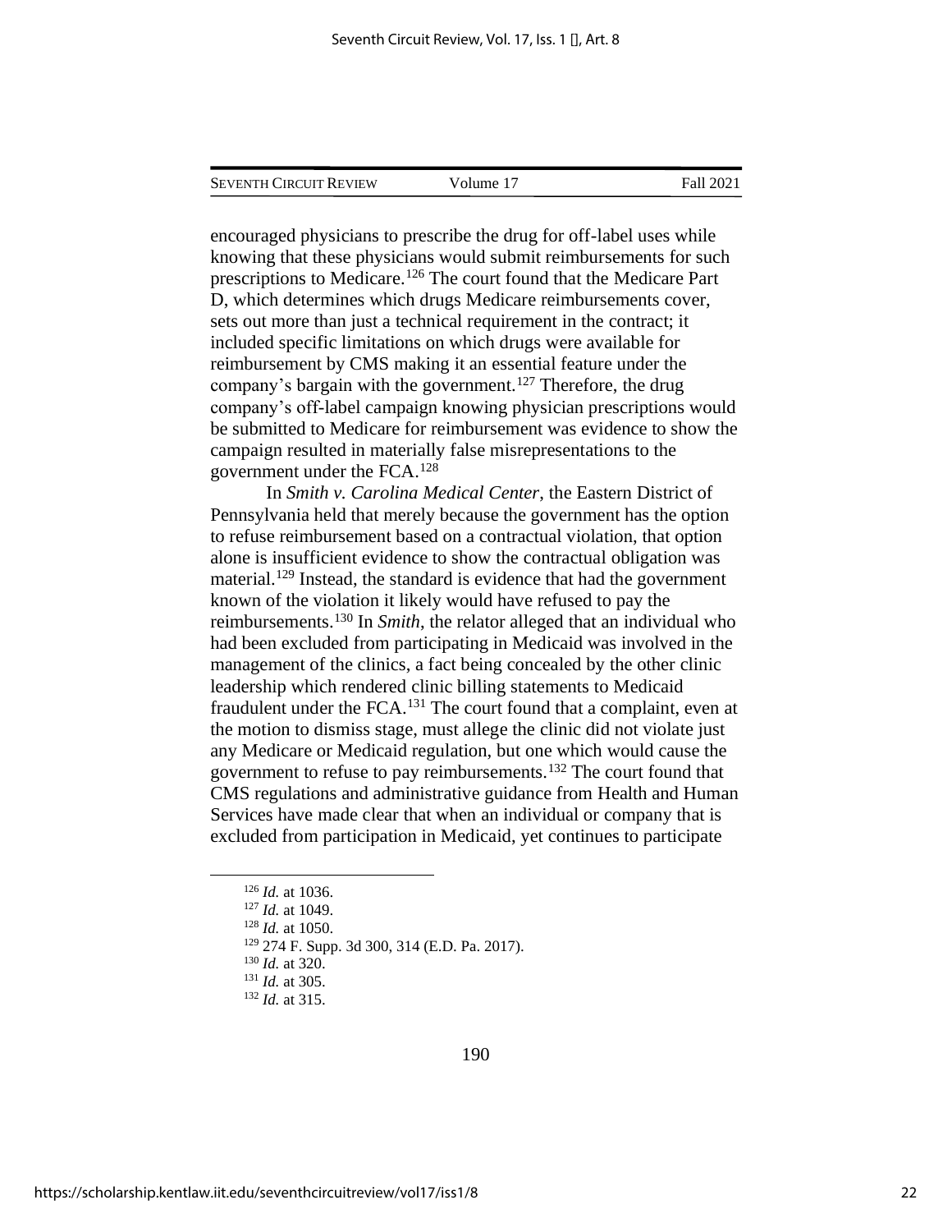encouraged physicians to prescribe the drug for off-label uses while knowing that these physicians would submit reimbursements for such prescriptions to Medicare.[126] The court found that the Medicare Part D, which determines which drugs Medicare reimbursements cover, sets out more than just a technical requirement in the contract; it included specific limitations on which drugs were available for reimbursement by CMS making it an essential feature under the company's bargain with the government.[127] Therefore, the drug company's off-label campaign knowing physician prescriptions would be submitted to Medicare for reimbursement was evidence to show the campaign resulted in materially false misrepresentations to the government under the FCA.[128]

In *Smith v. Carolina Medical Center*, the Eastern District of Pennsylvania held that merely because the government has the option to refuse reimbursement based on a contractual violation, that option alone is insufficient evidence to show the contractual obligation was material.[129] Instead, the standard is evidence that had the government known of the violation it likely would have refused to pay the reimbursements.[130] In *Smith*, the relator alleged that an individual who had been excluded from participating in Medicaid was involved in the management of the clinics, a fact being concealed by the other clinic leadership which rendered clinic billing statements to Medicaid fraudulent under the FCA.[131] The court found that a complaint, even at the motion to dismiss stage, must allege the clinic did not violate just any Medicare or Medicaid regulation, but one which would cause the government to refuse to pay reimbursements.[132] The court found that CMS regulations and administrative guidance from Health and Human Services have made clear that when an individual or company that is excluded from participation in Medicaid, yet continues to participate

---

[126] *Id.* at 1036.

[127] *Id.* at 1049.

[128] *Id.* at 1050.

[129] 274 F. Supp. 3d 300, 314 (E.D. Pa. 2017).

[130] *Id.* at 320.

[131] *Id.* at 305.

[132] *Id.* at 315.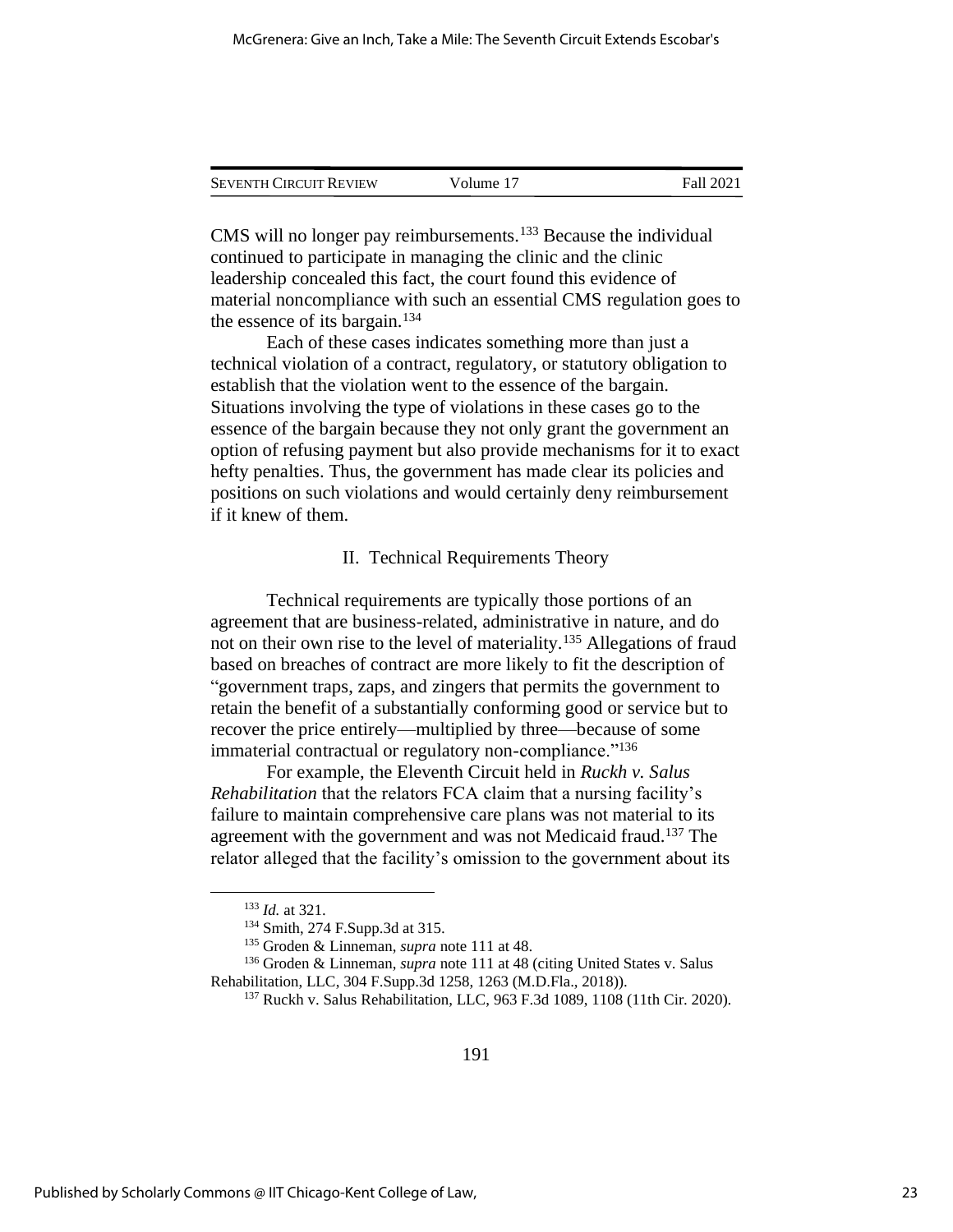CMS will no longer pay reimbursements.[133] Because the individual continued to participate in managing the clinic and the clinic leadership concealed this fact, the court found this evidence of material noncompliance with such an essential CMS regulation goes to the essence of its bargain.[134]

Each of these cases indicates something more than just a technical violation of a contract, regulatory, or statutory obligation to establish that the violation went to the essence of the bargain. Situations involving the type of violations in these cases go to the essence of the bargain because they not only grant the government an option of refusing payment but also provide mechanisms for it to exact hefty penalties. Thus, the government has made clear its policies and positions on such violations and would certainly deny reimbursement if it knew of them.

## II. Technical Requirements Theory

Technical requirements are typically those portions of an agreement that are business-related, administrative in nature, and do not on their own rise to the level of materiality.[135] Allegations of fraud based on breaches of contract are more likely to fit the description of "government traps, zaps, and zingers that permits the government to retain the benefit of a substantially conforming good or service but to recover the price entirely—multiplied by three—because of some immaterial contractual or regulatory non-compliance."[136]

For example, the Eleventh Circuit held in *Ruckh v. Salus Rehabilitation* that the relators FCA claim that a nursing facility's failure to maintain comprehensive care plans was not material to its agreement with the government and was not Medicaid fraud.[137] The relator alleged that the facility's omission to the government about its

---

[133] *Id.* at 321.

[134] Smith, 274 F.Supp.3d at 315.

[135] Groden & Linneman, *supra* note 111 at 48.

[136] Groden & Linneman, *supra* note 111 at 48 (citing United States v. Salus Rehabilitation, LLC, 304 F.Supp.3d 1258, 1263 (M.D.Fla., 2018)).

[137] Ruckh v. Salus Rehabilitation, LLC, 963 F.3d 1089, 1108 (11th Cir. 2020).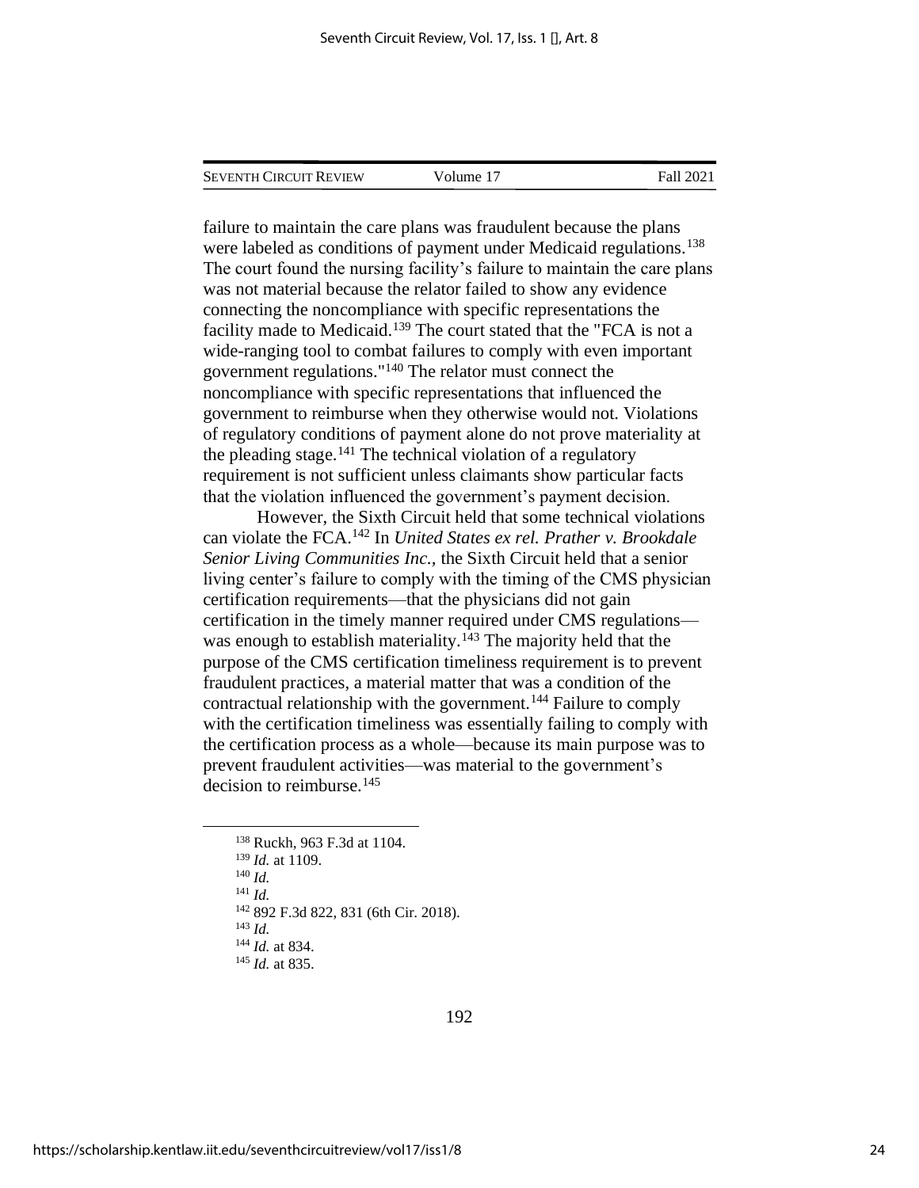failure to maintain the care plans was fraudulent because the plans were labeled as conditions of payment under Medicaid regulations.[138] The court found the nursing facility's failure to maintain the care plans was not material because the relator failed to show any evidence connecting the noncompliance with specific representations the facility made to Medicaid.[139] The court stated that the "FCA is not a wide-ranging tool to combat failures to comply with even important government regulations."[140] The relator must connect the noncompliance with specific representations that influenced the government to reimburse when they otherwise would not. Violations of regulatory conditions of payment alone do not prove materiality at the pleading stage.[141] The technical violation of a regulatory requirement is not sufficient unless claimants show particular facts that the violation influenced the government's payment decision.

However, the Sixth Circuit held that some technical violations can violate the FCA.[142] In *United States ex rel. Prather v. Brookdale Senior Living Communities Inc.*, the Sixth Circuit held that a senior living center's failure to comply with the timing of the CMS physician certification requirements—that the physicians did not gain certification in the timely manner required under CMS regulations—was enough to establish materiality.[143] The majority held that the purpose of the CMS certification timeliness requirement is to prevent fraudulent practices, a material matter that was a condition of the contractual relationship with the government.[144] Failure to comply with the certification timeliness was essentially failing to comply with the certification process as a whole—because its main purpose was to prevent fraudulent activities—was material to the government's decision to reimburse.[145]

---

[138] Ruckh, 963 F.3d at 1104.

[139] *Id.* at 1109.

[140] *Id.*

[141] *Id.*

[142] 892 F.3d 822, 831 (6th Cir. 2018).

[143] *Id.*

[144] *Id.* at 834.

[145] *Id.* at 835.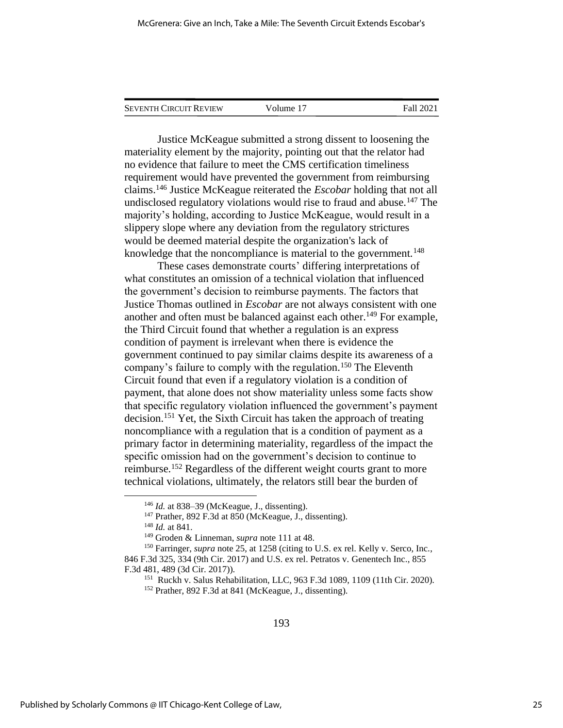Justice McKeague submitted a strong dissent to loosening the materiality element by the majority, pointing out that the relator had no evidence that failure to meet the CMS certification timeliness requirement would have prevented the government from reimbursing claims.[146] Justice McKeague reiterated the *Escobar* holding that not all undisclosed regulatory violations would rise to fraud and abuse.[147] The majority's holding, according to Justice McKeague, would result in a slippery slope where any deviation from the regulatory strictures would be deemed material despite the organization's lack of knowledge that the noncompliance is material to the government.[148]

These cases demonstrate courts' differing interpretations of what constitutes an omission of a technical violation that influenced the government's decision to reimburse payments. The factors that Justice Thomas outlined in *Escobar* are not always consistent with one another and often must be balanced against each other.[149] For example, the Third Circuit found that whether a regulation is an express condition of payment is irrelevant when there is evidence the government continued to pay similar claims despite its awareness of a company's failure to comply with the regulation.[150] The Eleventh Circuit found that even if a regulatory violation is a condition of payment, that alone does not show materiality unless some facts show that specific regulatory violation influenced the government's payment decision.[151] Yet, the Sixth Circuit has taken the approach of treating noncompliance with a regulation that is a condition of payment as a primary factor in determining materiality, regardless of the impact the specific omission had on the government's decision to continue to reimburse.[152] Regardless of the different weight courts grant to more technical violations, ultimately, the relators still bear the burden of

---

[146] *Id.* at 838–39 (McKeague, J., dissenting).

[147] Prather, 892 F.3d at 850 (McKeague, J., dissenting).

[148] *Id.* at 841.

[149] Groden & Linneman, *supra* note 111 at 48.

[150] Farringer, *supra* note 25, at 1258 (citing to U.S. ex rel. Kelly v. Serco, Inc., 846 F.3d 325, 334 (9th Cir. 2017) and U.S. ex rel. Petratos v. Genentech Inc., 855 F.3d 481, 489 (3d Cir. 2017)).

[151] Ruckh v. Salus Rehabilitation, LLC, 963 F.3d 1089, 1109 (11th Cir. 2020).

[152] Prather, 892 F.3d at 841 (McKeague, J., dissenting).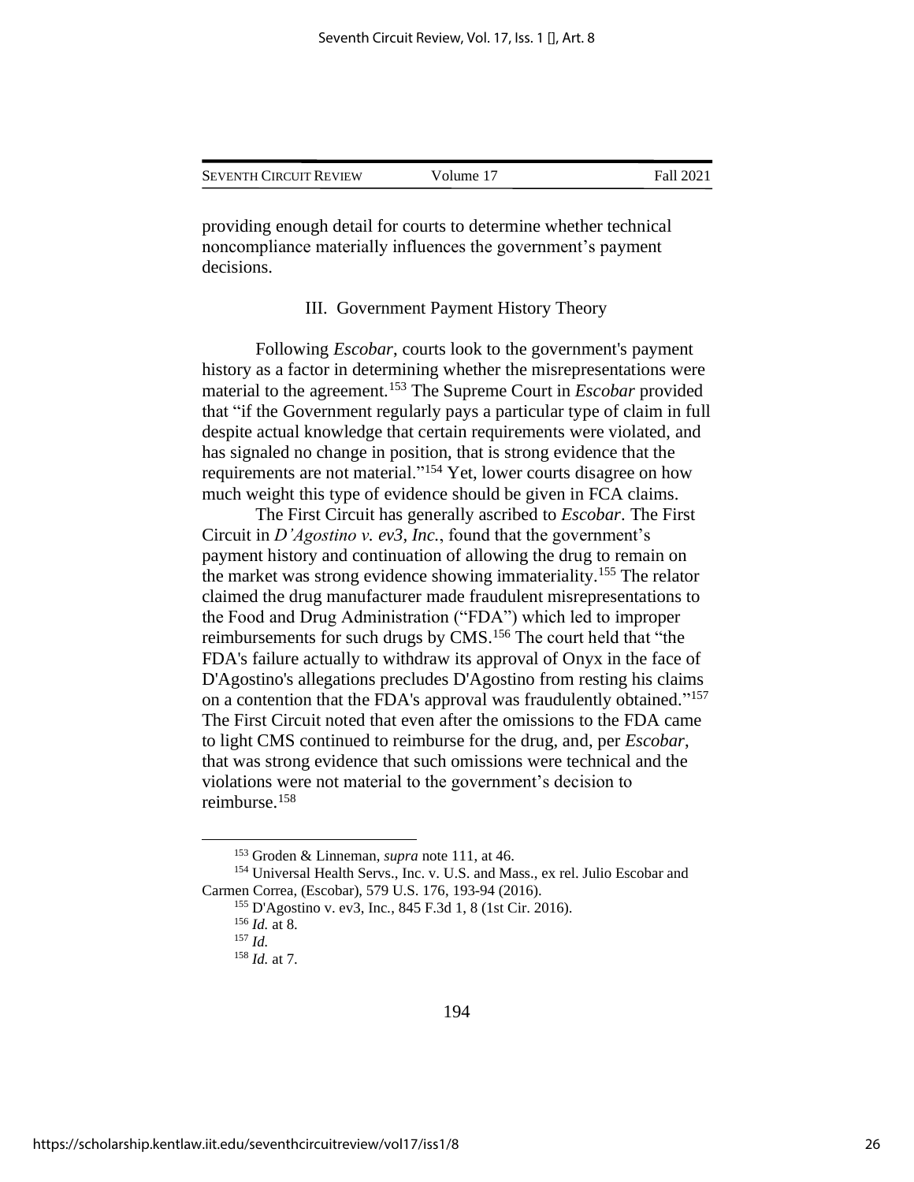providing enough detail for courts to determine whether technical noncompliance materially influences the government's payment decisions.

### III. Government Payment History Theory

Following *Escobar*, courts look to the government's payment history as a factor in determining whether the misrepresentations were material to the agreement.[153] The Supreme Court in *Escobar* provided that "if the Government regularly pays a particular type of claim in full despite actual knowledge that certain requirements were violated, and has signaled no change in position, that is strong evidence that the requirements are not material."[154] Yet, lower courts disagree on how much weight this type of evidence should be given in FCA claims.

The First Circuit has generally ascribed to *Escobar*. The First Circuit in *D'Agostino v. ev3, Inc.*, found that the government's payment history and continuation of allowing the drug to remain on the market was strong evidence showing immateriality.[155] The relator claimed the drug manufacturer made fraudulent misrepresentations to the Food and Drug Administration ("FDA") which led to improper reimbursements for such drugs by CMS.[156] The court held that "the FDA's failure actually to withdraw its approval of Onyx in the face of D'Agostino's allegations precludes D'Agostino from resting his claims on a contention that the FDA's approval was fraudulently obtained."[157] The First Circuit noted that even after the omissions to the FDA came to light CMS continued to reimburse for the drug, and, per *Escobar*, that was strong evidence that such omissions were technical and the violations were not material to the government's decision to reimburse.[158]

---

[153] Groden & Linneman, *supra* note 111, at 46.

[154] Universal Health Servs., Inc. v. U.S. and Mass., ex rel. Julio Escobar and Carmen Correa, (Escobar), 579 U.S. 176, 193-94 (2016).

[155] D'Agostino v. ev3, Inc., 845 F.3d 1, 8 (1st Cir. 2016).

[156] *Id.* at 8.

[157] *Id.*

[158] *Id.* at 7.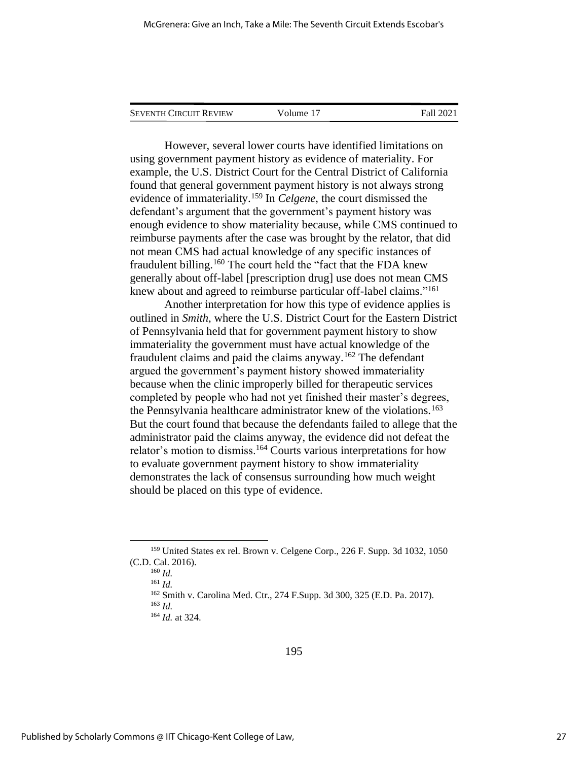However, several lower courts have identified limitations on using government payment history as evidence of materiality. For example, the U.S. District Court for the Central District of California found that general government payment history is not always strong evidence of immateriality.[159] In *Celgene*, the court dismissed the defendant's argument that the government's payment history was enough evidence to show materiality because, while CMS continued to reimburse payments after the case was brought by the relator, that did not mean CMS had actual knowledge of any specific instances of fraudulent billing.[160] The court held the "fact that the FDA knew generally about off-label [prescription drug] use does not mean CMS knew about and agreed to reimburse particular off-label claims."[161]

Another interpretation for how this type of evidence applies is outlined in *Smith*, where the U.S. District Court for the Eastern District of Pennsylvania held that for government payment history to show immateriality the government must have actual knowledge of the fraudulent claims and paid the claims anyway.[162] The defendant argued the government's payment history showed immateriality because when the clinic improperly billed for therapeutic services completed by people who had not yet finished their master's degrees, the Pennsylvania healthcare administrator knew of the violations.[163] But the court found that because the defendants failed to allege that the administrator paid the claims anyway, the evidence did not defeat the relator's motion to dismiss.[164] Courts various interpretations for how to evaluate government payment history to show immateriality demonstrates the lack of consensus surrounding how much weight should be placed on this type of evidence.

---

[159] United States ex rel. Brown v. Celgene Corp., 226 F. Supp. 3d 1032, 1050 (C.D. Cal. 2016).

[160] *Id.*

[161] *Id.*

[162] Smith v. Carolina Med. Ctr., 274 F.Supp. 3d 300, 325 (E.D. Pa. 2017).

[163] *Id.*

[164] *Id.* at 324.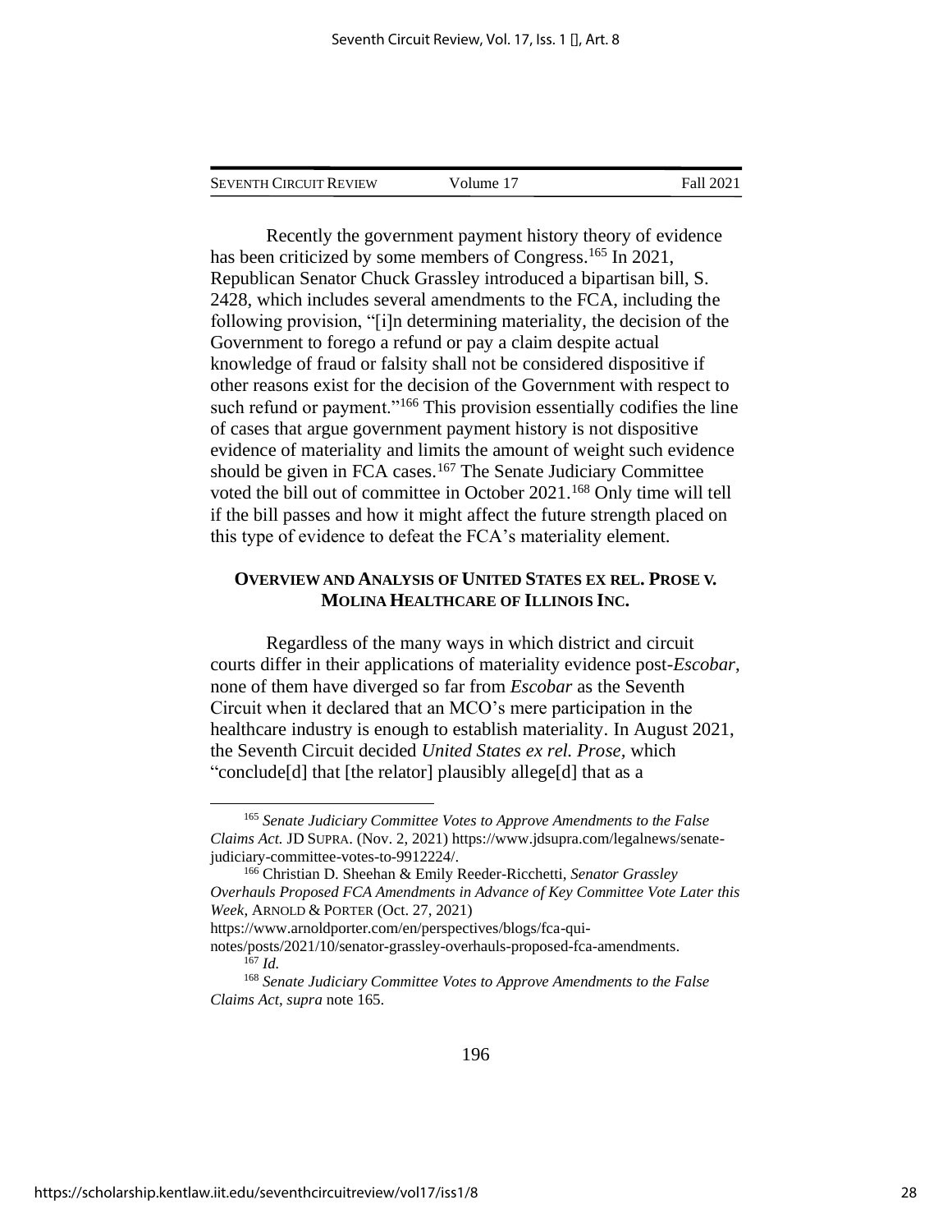Recently the government payment history theory of evidence has been criticized by some members of Congress.[165] In 2021, Republican Senator Chuck Grassley introduced a bipartisan bill, S. 2428, which includes several amendments to the FCA, including the following provision, "[i]n determining materiality, the decision of the Government to forego a refund or pay a claim despite actual knowledge of fraud or falsity shall not be considered dispositive if other reasons exist for the decision of the Government with respect to such refund or payment."[166] This provision essentially codifies the line of cases that argue government payment history is not dispositive evidence of materiality and limits the amount of weight such evidence should be given in FCA cases.[167] The Senate Judiciary Committee voted the bill out of committee in October 2021.[168] Only time will tell if the bill passes and how it might affect the future strength placed on this type of evidence to defeat the FCA's materiality element.

### OVERVIEW AND ANALYSIS OF UNITED STATES EX REL. PROSE V. MOLINA HEALTHCARE OF ILLINOIS INC.

Regardless of the many ways in which district and circuit courts differ in their applications of materiality evidence post-*Escobar*, none of them have diverged so far from *Escobar* as the Seventh Circuit when it declared that an MCO's mere participation in the healthcare industry is enough to establish materiality. In August 2021, the Seventh Circuit decided *United States ex rel. Prose*, which "conclude[d] that [the relator] plausibly allege[d] that as a

---

[165] *Senate Judiciary Committee Votes to Approve Amendments to the False Claims Act.* JD SUPRA. (Nov. 2, 2021) https://www.jdsupra.com/legalnews/senate-judiciary-committee-votes-to-9912224/.

[166] Christian D. Sheehan & Emily Reeder-Ricchetti, *Senator Grassley Overhauls Proposed FCA Amendments in Advance of Key Committee Vote Later this Week*, ARNOLD & PORTER (Oct. 27, 2021) https://www.arnoldporter.com/en/perspectives/blogs/fca-qui-notes/posts/2021/10/senator-grassley-overhauls-proposed-fca-amendments.

[167] *Id.*

[168] *Senate Judiciary Committee Votes to Approve Amendments to the False Claims Act, supra* note 165.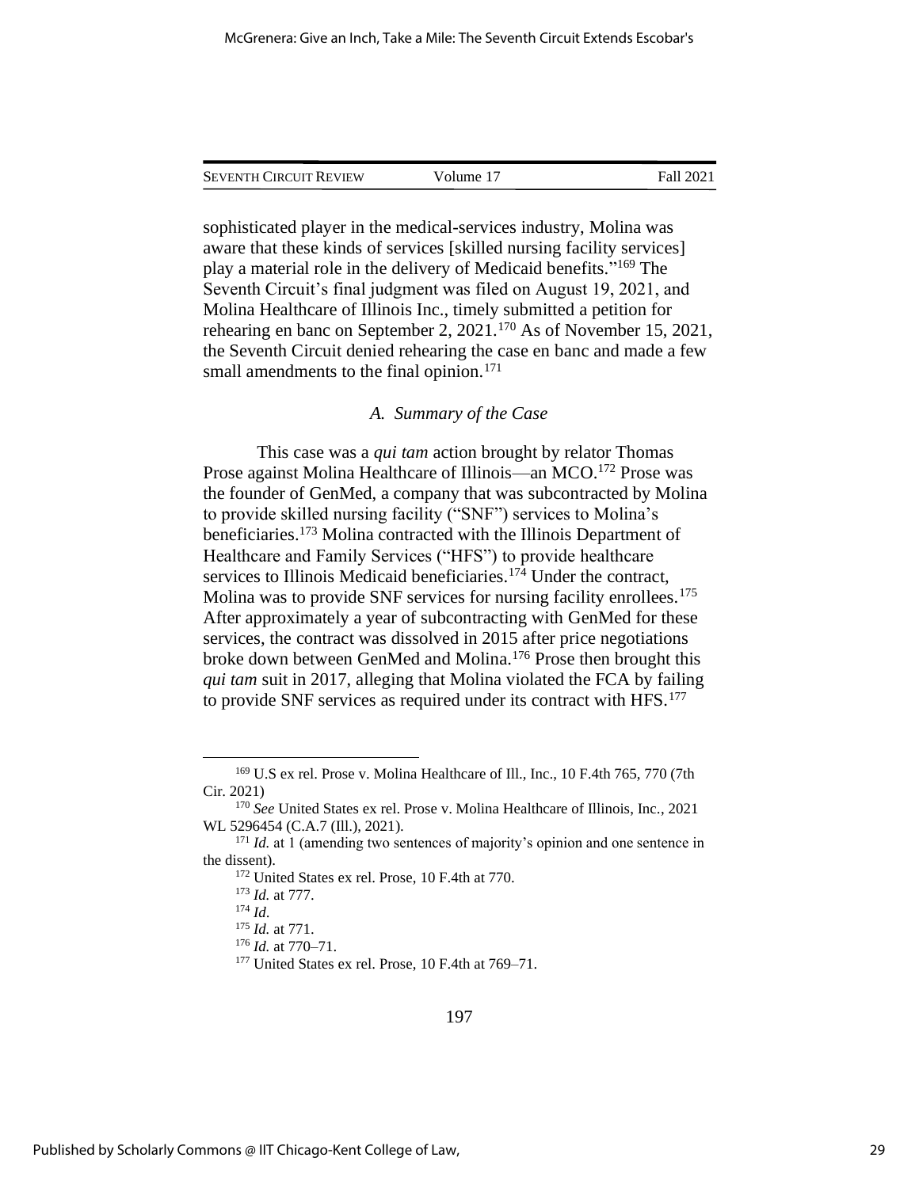sophisticated player in the medical-services industry, Molina was aware that these kinds of services [skilled nursing facility services] play a material role in the delivery of Medicaid benefits."[169] The Seventh Circuit's final judgment was filed on August 19, 2021, and Molina Healthcare of Illinois Inc., timely submitted a petition for rehearing en banc on September 2, 2021.[170] As of November 15, 2021, the Seventh Circuit denied rehearing the case en banc and made a few small amendments to the final opinion.[171]

### *A. Summary of the Case*

This case was a *qui tam* action brought by relator Thomas Prose against Molina Healthcare of Illinois—an MCO.[172] Prose was the founder of GenMed, a company that was subcontracted by Molina to provide skilled nursing facility ("SNF") services to Molina's beneficiaries.[173] Molina contracted with the Illinois Department of Healthcare and Family Services ("HFS") to provide healthcare services to Illinois Medicaid beneficiaries.[174] Under the contract, Molina was to provide SNF services for nursing facility enrollees.[175] After approximately a year of subcontracting with GenMed for these services, the contract was dissolved in 2015 after price negotiations broke down between GenMed and Molina.[176] Prose then brought this *qui tam* suit in 2017, alleging that Molina violated the FCA by failing to provide SNF services as required under its contract with HFS.[177]

---

[169] U.S ex rel. Prose v. Molina Healthcare of Ill., Inc., 10 F.4th 765, 770 (7th Cir. 2021)

[170] *See* United States ex rel. Prose v. Molina Healthcare of Illinois, Inc., 2021 WL 5296454 (C.A.7 (Ill.), 2021).

[171] *Id.* at 1 (amending two sentences of majority's opinion and one sentence in the dissent).

[172] United States ex rel. Prose, 10 F.4th at 770.

[173] *Id.* at 777.

[174] *Id.*

[175] *Id.* at 771.

[176] *Id.* at 770–71.

[177] United States ex rel. Prose, 10 F.4th at 769–71.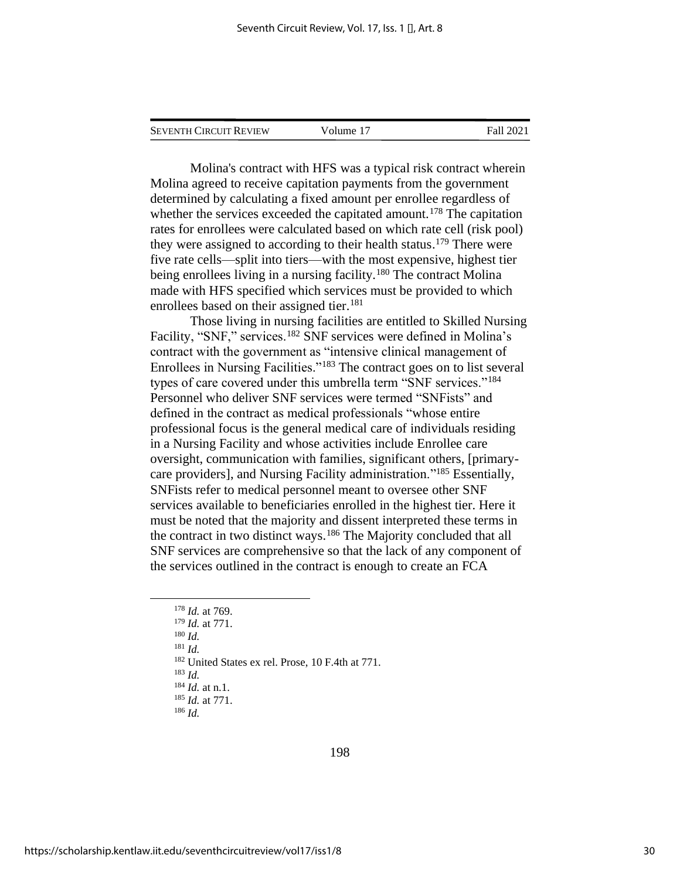Molina's contract with HFS was a typical risk contract wherein Molina agreed to receive capitation payments from the government determined by calculating a fixed amount per enrollee regardless of whether the services exceeded the capitated amount.[178] The capitation rates for enrollees were calculated based on which rate cell (risk pool) they were assigned to according to their health status.[179] There were five rate cells—split into tiers—with the most expensive, highest tier being enrollees living in a nursing facility.[180] The contract Molina made with HFS specified which services must be provided to which enrollees based on their assigned tier.[181]

Those living in nursing facilities are entitled to Skilled Nursing Facility, "SNF," services.[182] SNF services were defined in Molina's contract with the government as "intensive clinical management of Enrollees in Nursing Facilities."[183] The contract goes on to list several types of care covered under this umbrella term "SNF services."[184] Personnel who deliver SNF services were termed "SNFists" and defined in the contract as medical professionals "whose entire professional focus is the general medical care of individuals residing in a Nursing Facility and whose activities include Enrollee care oversight, communication with families, significant others, [primary-care providers], and Nursing Facility administration."[185] Essentially, SNFists refer to medical personnel meant to oversee other SNF services available to beneficiaries enrolled in the highest tier. Here it must be noted that the majority and dissent interpreted these terms in the contract in two distinct ways.[186] The Majority concluded that all SNF services are comprehensive so that the lack of any component of the services outlined in the contract is enough to create an FCA

---

[178] *Id.* at 769.

[179] *Id.* at 771.

[180] *Id.*

[181] *Id.*

[182] United States ex rel. Prose, 10 F.4th at 771.

[183] *Id.*

[184] *Id.* at n.1.

[185] *Id.* at 771.

[186] *Id.*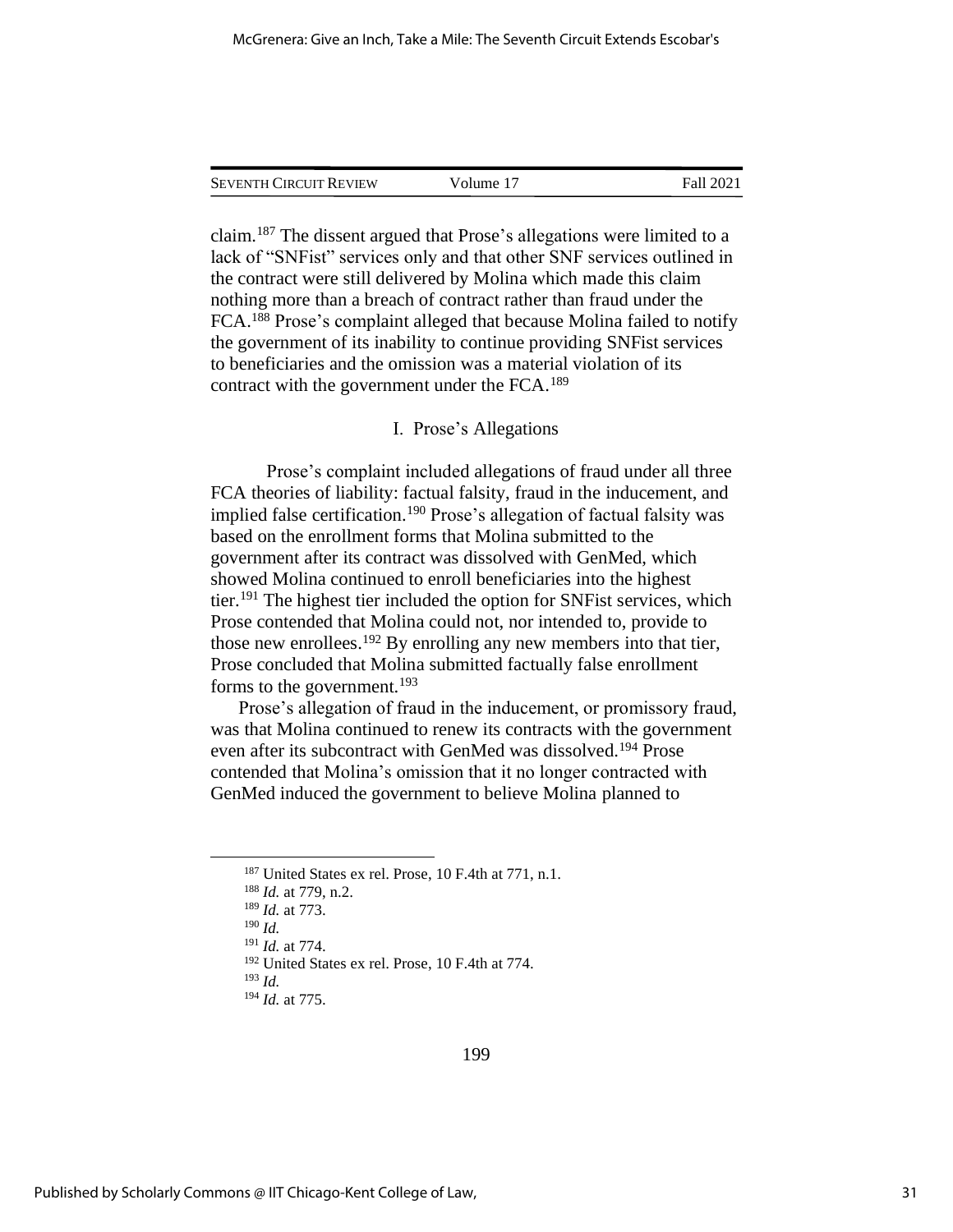claim.[187] The dissent argued that Prose's allegations were limited to a lack of "SNFist" services only and that other SNF services outlined in the contract were still delivered by Molina which made this claim nothing more than a breach of contract rather than fraud under the FCA.[188] Prose's complaint alleged that because Molina failed to notify the government of its inability to continue providing SNFist services to beneficiaries and the omission was a material violation of its contract with the government under the FCA.[189]

### I. Prose's Allegations

Prose's complaint included allegations of fraud under all three FCA theories of liability: factual falsity, fraud in the inducement, and implied false certification.[190] Prose's allegation of factual falsity was based on the enrollment forms that Molina submitted to the government after its contract was dissolved with GenMed, which showed Molina continued to enroll beneficiaries into the highest tier.[191] The highest tier included the option for SNFist services, which Prose contended that Molina could not, nor intended to, provide to those new enrollees.[192] By enrolling any new members into that tier, Prose concluded that Molina submitted factually false enrollment forms to the government.[193]

Prose's allegation of fraud in the inducement, or promissory fraud, was that Molina continued to renew its contracts with the government even after its subcontract with GenMed was dissolved.[194] Prose contended that Molina's omission that it no longer contracted with GenMed induced the government to believe Molina planned to

---

[187] United States ex rel. Prose, 10 F.4th at 771, n.1.

[188] *Id.* at 779, n.2.

[189] *Id.* at 773.

[190] *Id.*

[191] *Id.* at 774.

[192] United States ex rel. Prose, 10 F.4th at 774.

[193] *Id.*

[194] *Id.* at 775.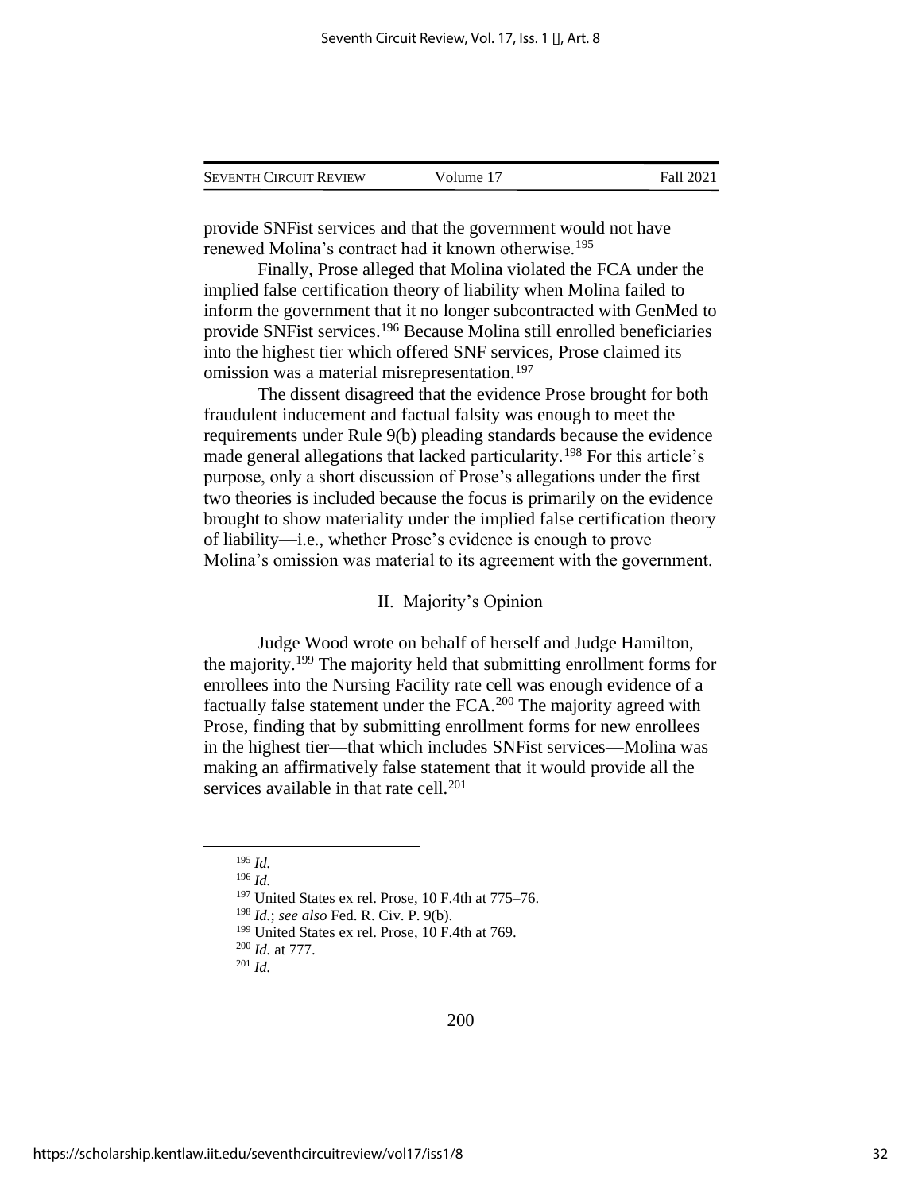provide SNFist services and that the government would not have renewed Molina's contract had it known otherwise.[195]

Finally, Prose alleged that Molina violated the FCA under the implied false certification theory of liability when Molina failed to inform the government that it no longer subcontracted with GenMed to provide SNFist services.[196] Because Molina still enrolled beneficiaries into the highest tier which offered SNF services, Prose claimed its omission was a material misrepresentation.[197]

The dissent disagreed that the evidence Prose brought for both fraudulent inducement and factual falsity was enough to meet the requirements under Rule 9(b) pleading standards because the evidence made general allegations that lacked particularity.[198] For this article's purpose, only a short discussion of Prose's allegations under the first two theories is included because the focus is primarily on the evidence brought to show materiality under the implied false certification theory of liability—i.e., whether Prose's evidence is enough to prove Molina's omission was material to its agreement with the government.

## II. Majority's Opinion

Judge Wood wrote on behalf of herself and Judge Hamilton, the majority.[199] The majority held that submitting enrollment forms for enrollees into the Nursing Facility rate cell was enough evidence of a factually false statement under the FCA.[200] The majority agreed with Prose, finding that by submitting enrollment forms for new enrollees in the highest tier—that which includes SNFist services—Molina was making an affirmatively false statement that it would provide all the services available in that rate cell.[201]

---

[195] *Id.*

[196] *Id.*

[197] United States ex rel. Prose, 10 F.4th at 775–76.

[198] *Id.*; *see also* Fed. R. Civ. P. 9(b).

[199] United States ex rel. Prose, 10 F.4th at 769.

[200] *Id.* at 777.

[201] *Id.*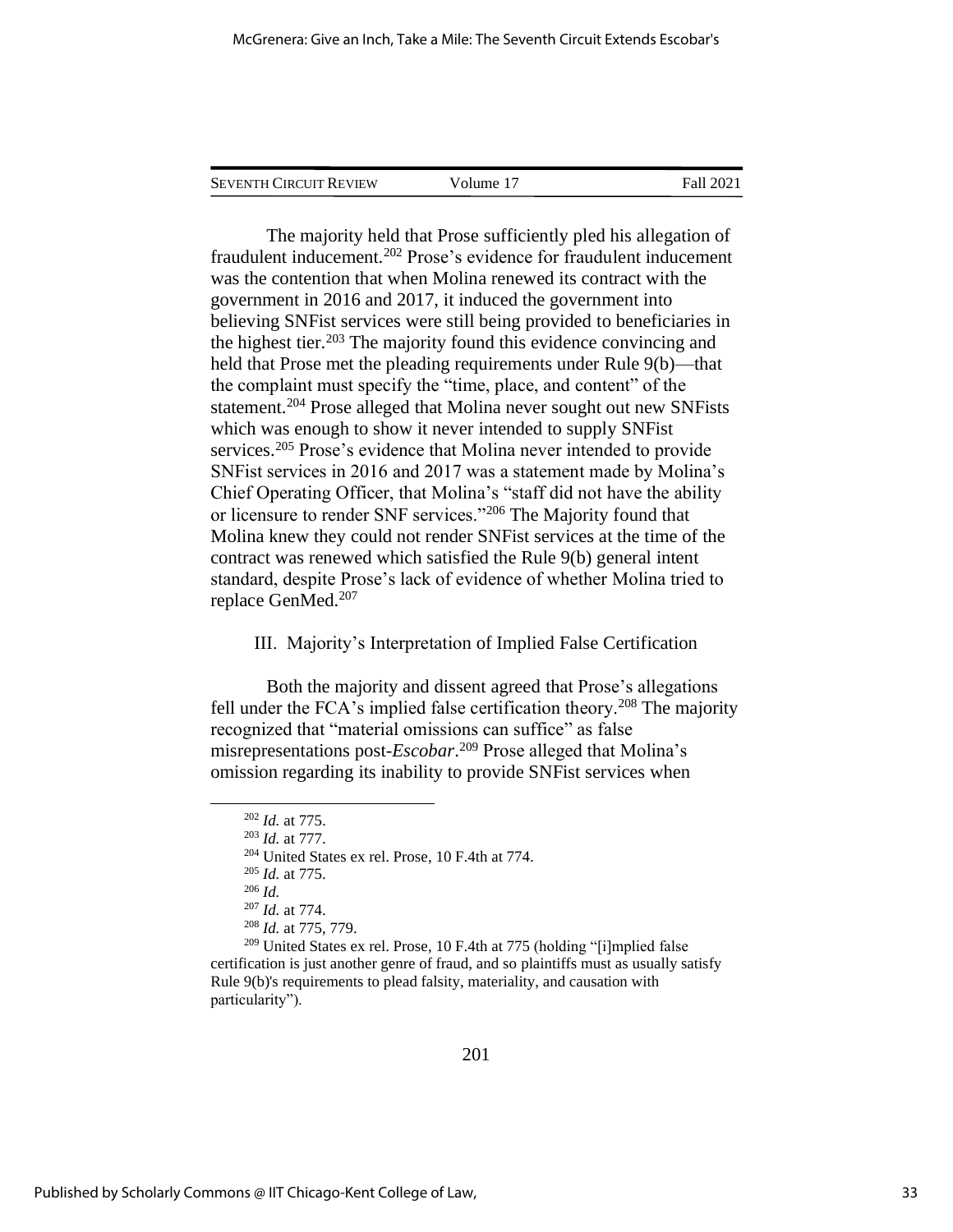The majority held that Prose sufficiently pled his allegation of fraudulent inducement.[202] Prose's evidence for fraudulent inducement was the contention that when Molina renewed its contract with the government in 2016 and 2017, it induced the government into believing SNFist services were still being provided to beneficiaries in the highest tier.[203] The majority found this evidence convincing and held that Prose met the pleading requirements under Rule 9(b)—that the complaint must specify the "time, place, and content" of the statement.[204] Prose alleged that Molina never sought out new SNFists which was enough to show it never intended to supply SNFist services.[205] Prose's evidence that Molina never intended to provide SNFist services in 2016 and 2017 was a statement made by Molina's Chief Operating Officer, that Molina's "staff did not have the ability or licensure to render SNF services."[206] The Majority found that Molina knew they could not render SNFist services at the time of the contract was renewed which satisfied the Rule 9(b) general intent standard, despite Prose's lack of evidence of whether Molina tried to replace GenMed.[207]

### III. Majority's Interpretation of Implied False Certification

Both the majority and dissent agreed that Prose's allegations fell under the FCA's implied false certification theory.[208] The majority recognized that "material omissions can suffice" as false misrepresentations post-*Escobar*.[209] Prose alleged that Molina's omission regarding its inability to provide SNFist services when

---

[202] *Id.* at 775.

[203] *Id.* at 777.

[204] United States ex rel. Prose, 10 F.4th at 774.

[205] *Id.* at 775.

[206] *Id.*

[207] *Id.* at 774.

[208] *Id.* at 775, 779.

[209] United States ex rel. Prose, 10 F.4th at 775 (holding "[i]mplied false certification is just another genre of fraud, and so plaintiffs must as usually satisfy Rule 9(b)'s requirements to plead falsity, materiality, and causation with particularity").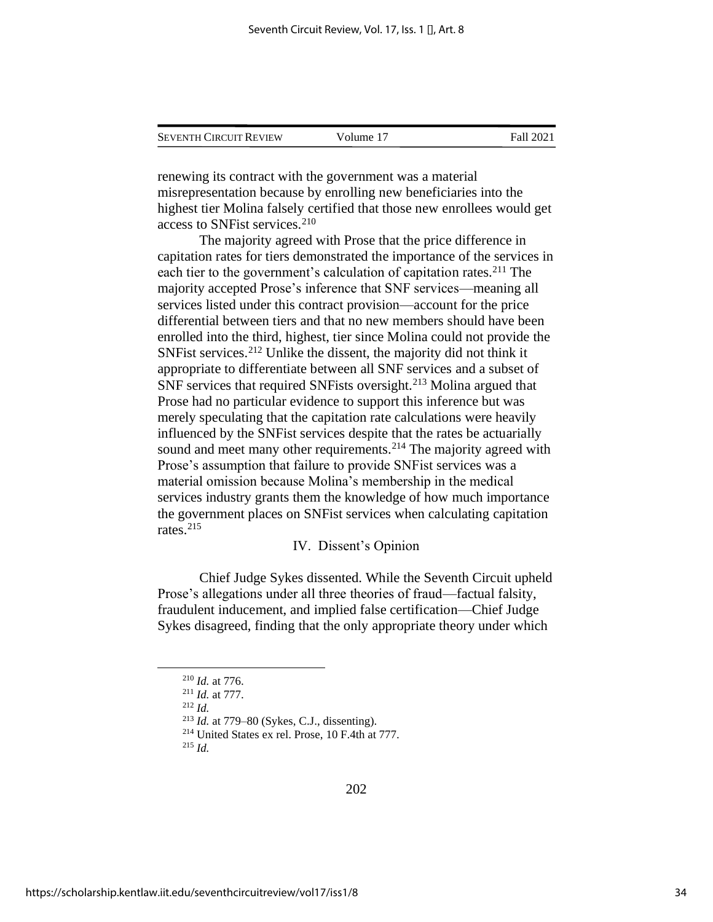renewing its contract with the government was a material misrepresentation because by enrolling new beneficiaries into the highest tier Molina falsely certified that those new enrollees would get access to SNFist services.[210]

The majority agreed with Prose that the price difference in capitation rates for tiers demonstrated the importance of the services in each tier to the government's calculation of capitation rates.[211] The majority accepted Prose's inference that SNF services—meaning all services listed under this contract provision—account for the price differential between tiers and that no new members should have been enrolled into the third, highest, tier since Molina could not provide the SNFist services.[212] Unlike the dissent, the majority did not think it appropriate to differentiate between all SNF services and a subset of SNF services that required SNFists oversight.[213] Molina argued that Prose had no particular evidence to support this inference but was merely speculating that the capitation rate calculations were heavily influenced by the SNFist services despite that the rates be actuarially sound and meet many other requirements.[214] The majority agreed with Prose's assumption that failure to provide SNFist services was a material omission because Molina's membership in the medical services industry grants them the knowledge of how much importance the government places on SNFist services when calculating capitation rates.[215]

## IV. Dissent's Opinion

Chief Judge Sykes dissented. While the Seventh Circuit upheld Prose's allegations under all three theories of fraud—factual falsity, fraudulent inducement, and implied false certification—Chief Judge Sykes disagreed, finding that the only appropriate theory under which

---

[210] *Id.* at 776.
[211] *Id.* at 777.
[212] *Id.*
[213] *Id.* at 779–80 (Sykes, C.J., dissenting).
[214] United States ex rel. Prose, 10 F.4th at 777.
[215] *Id.*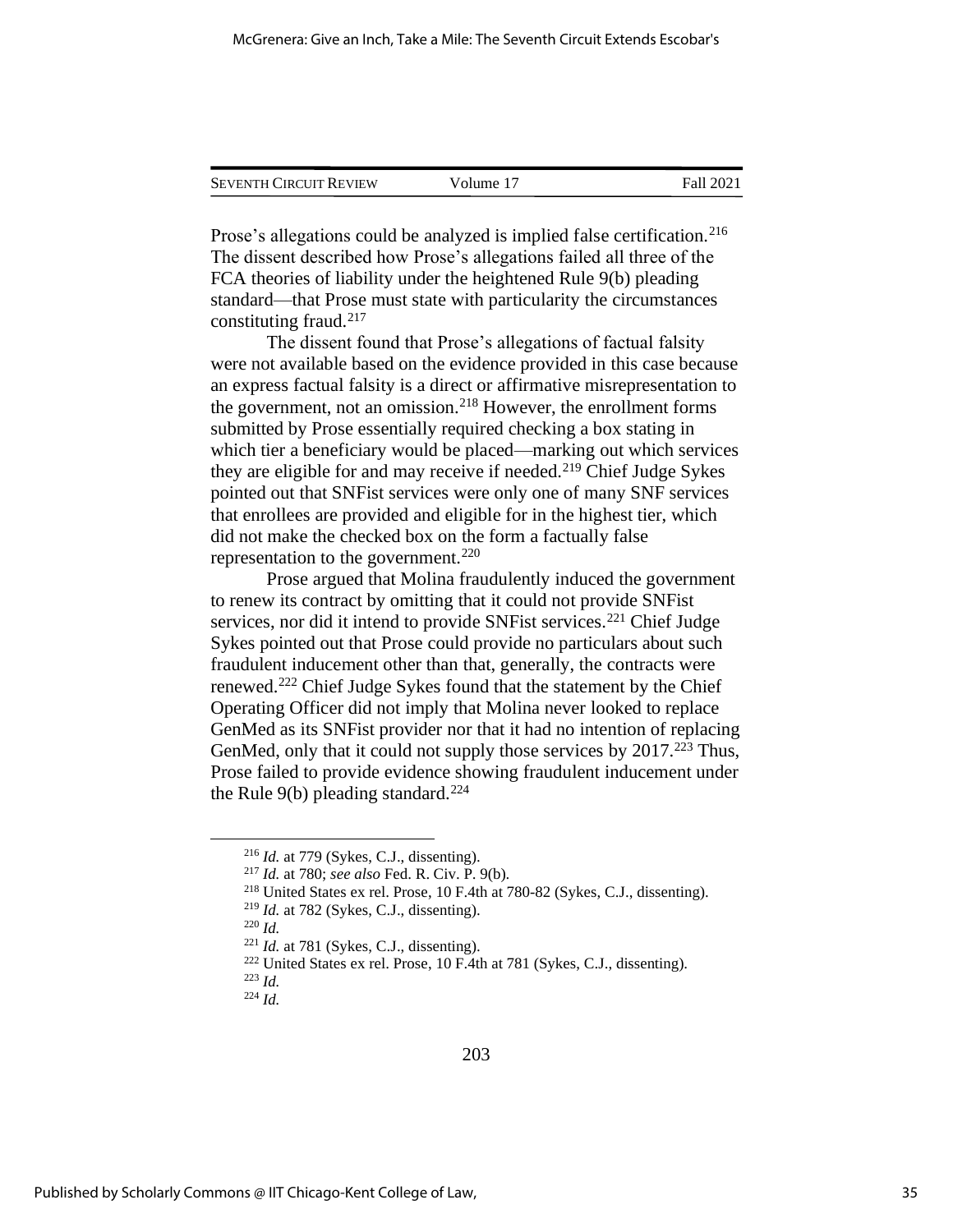Prose's allegations could be analyzed is implied false certification.[216] The dissent described how Prose's allegations failed all three of the FCA theories of liability under the heightened Rule 9(b) pleading standard—that Prose must state with particularity the circumstances constituting fraud.[217]

The dissent found that Prose's allegations of factual falsity were not available based on the evidence provided in this case because an express factual falsity is a direct or affirmative misrepresentation to the government, not an omission.[218] However, the enrollment forms submitted by Prose essentially required checking a box stating in which tier a beneficiary would be placed—marking out which services they are eligible for and may receive if needed.[219] Chief Judge Sykes pointed out that SNFist services were only one of many SNF services that enrollees are provided and eligible for in the highest tier, which did not make the checked box on the form a factually false representation to the government.[220]

Prose argued that Molina fraudulently induced the government to renew its contract by omitting that it could not provide SNFist services, nor did it intend to provide SNFist services.[221] Chief Judge Sykes pointed out that Prose could provide no particulars about such fraudulent inducement other than that, generally, the contracts were renewed.[222] Chief Judge Sykes found that the statement by the Chief Operating Officer did not imply that Molina never looked to replace GenMed as its SNFist provider nor that it had no intention of replacing GenMed, only that it could not supply those services by 2017.[223] Thus, Prose failed to provide evidence showing fraudulent inducement under the Rule 9(b) pleading standard.[224]

---

[216] *Id.* at 779 (Sykes, C.J., dissenting).

[217] *Id.* at 780; *see also* Fed. R. Civ. P. 9(b).

[218] United States ex rel. Prose, 10 F.4th at 780-82 (Sykes, C.J., dissenting).

[219] *Id.* at 782 (Sykes, C.J., dissenting).

[220] *Id.*

[221] *Id.* at 781 (Sykes, C.J., dissenting).

[222] United States ex rel. Prose, 10 F.4th at 781 (Sykes, C.J., dissenting).

[223] *Id.*

[224] *Id.*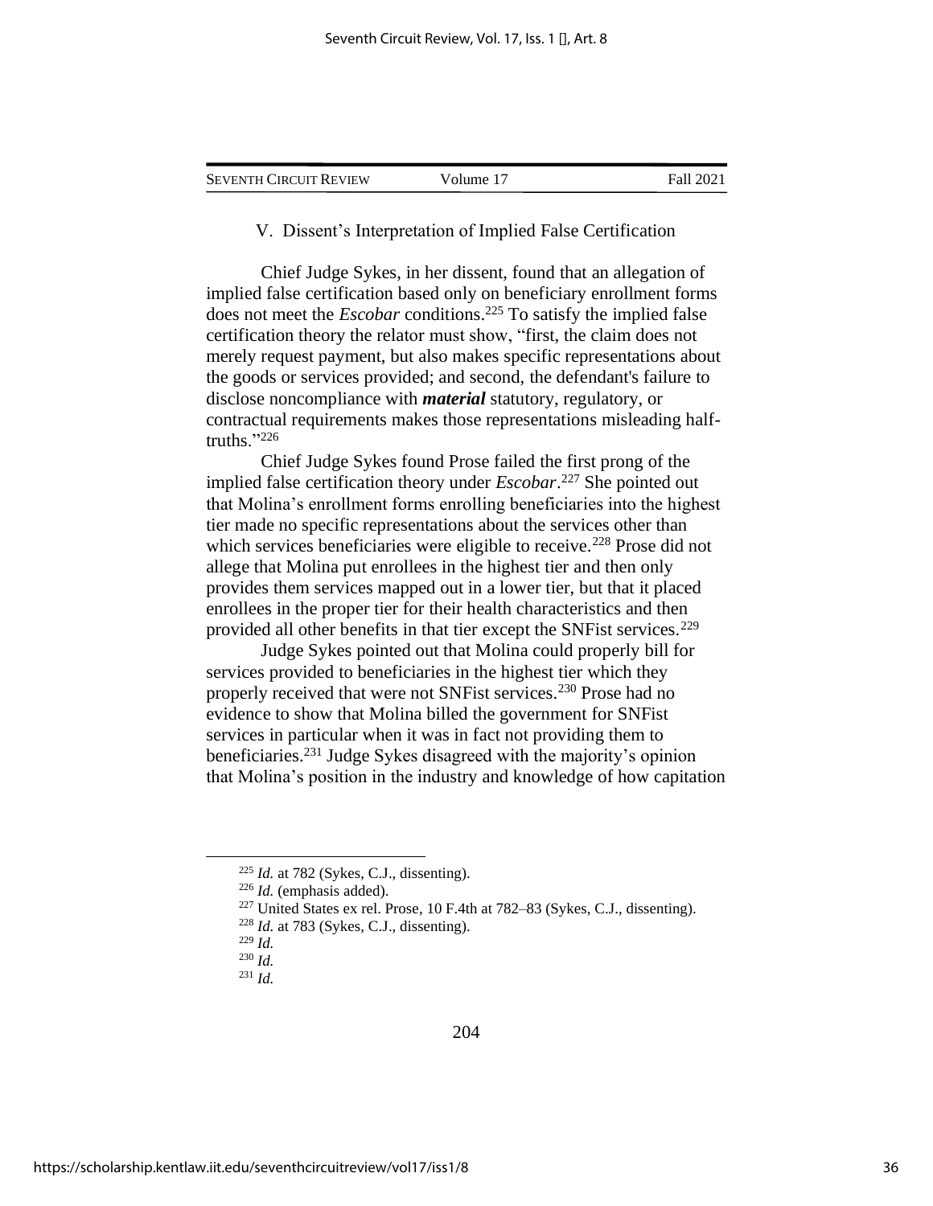## V. Dissent's Interpretation of Implied False Certification

Chief Judge Sykes, in her dissent, found that an allegation of implied false certification based only on beneficiary enrollment forms does not meet the *Escobar* conditions.[225] To satisfy the implied false certification theory the relator must show, "first, the claim does not merely request payment, but also makes specific representations about the goods or services provided; and second, the defendant's failure to disclose noncompliance with ***material*** statutory, regulatory, or contractual requirements makes those representations misleading half-truths."[226]

Chief Judge Sykes found Prose failed the first prong of the implied false certification theory under *Escobar*.[227] She pointed out that Molina's enrollment forms enrolling beneficiaries into the highest tier made no specific representations about the services other than which services beneficiaries were eligible to receive.[228] Prose did not allege that Molina put enrollees in the highest tier and then only provides them services mapped out in a lower tier, but that it placed enrollees in the proper tier for their health characteristics and then provided all other benefits in that tier except the SNFist services.[229]

Judge Sykes pointed out that Molina could properly bill for services provided to beneficiaries in the highest tier which they properly received that were not SNFist services.[230] Prose had no evidence to show that Molina billed the government for SNFist services in particular when it was in fact not providing them to beneficiaries.[231] Judge Sykes disagreed with the majority's opinion that Molina's position in the industry and knowledge of how capitation

---

[225] *Id.* at 782 (Sykes, C.J., dissenting).

[226] *Id.* (emphasis added).

[227] United States ex rel. Prose, 10 F.4th at 782–83 (Sykes, C.J., dissenting).

[228] *Id.* at 783 (Sykes, C.J., dissenting).

[229] *Id.*

[230] *Id.*

[231] *Id.*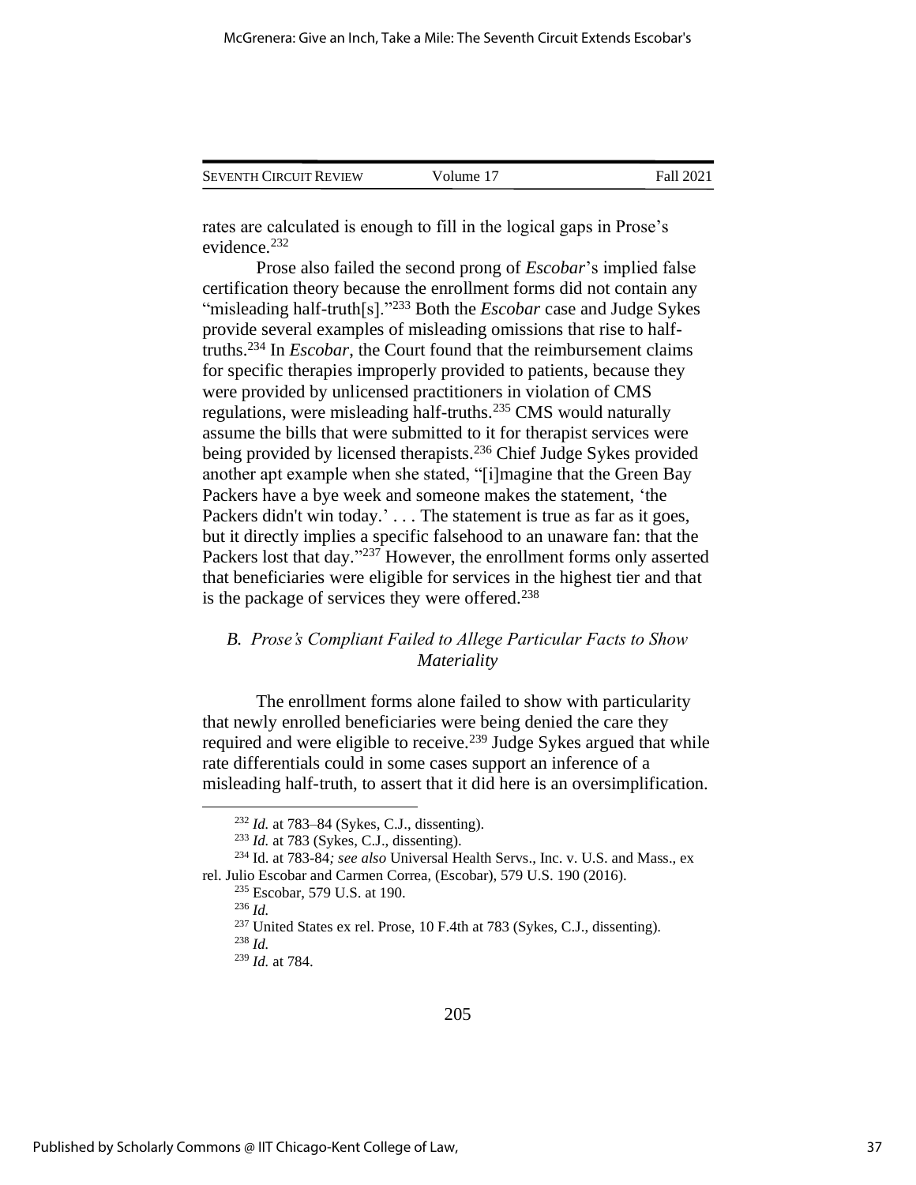rates are calculated is enough to fill in the logical gaps in Prose's evidence.[232]

Prose also failed the second prong of *Escobar*'s implied false certification theory because the enrollment forms did not contain any "misleading half-truth[s]."[233] Both the *Escobar* case and Judge Sykes provide several examples of misleading omissions that rise to half-truths.[234] In *Escobar*, the Court found that the reimbursement claims for specific therapies improperly provided to patients, because they were provided by unlicensed practitioners in violation of CMS regulations, were misleading half-truths.[235] CMS would naturally assume the bills that were submitted to it for therapist services were being provided by licensed therapists.[236] Chief Judge Sykes provided another apt example when she stated, "[i]magine that the Green Bay Packers have a bye week and someone makes the statement, 'the Packers didn't win today.' . . . The statement is true as far as it goes, but it directly implies a specific falsehood to an unaware fan: that the Packers lost that day."[237] However, the enrollment forms only asserted that beneficiaries were eligible for services in the highest tier and that is the package of services they were offered.[238]

### *B. Prose's Compliant Failed to Allege Particular Facts to Show Materiality*

The enrollment forms alone failed to show with particularity that newly enrolled beneficiaries were being denied the care they required and were eligible to receive.[239] Judge Sykes argued that while rate differentials could in some cases support an inference of a misleading half-truth, to assert that it did here is an oversimplification.

---

[232] *Id.* at 783–84 (Sykes, C.J., dissenting).

[233] *Id.* at 783 (Sykes, C.J., dissenting).

[234] Id. at 783-84*; see also* Universal Health Servs., Inc. v. U.S. and Mass., ex rel. Julio Escobar and Carmen Correa, (Escobar), 579 U.S. 190 (2016).

[235] Escobar, 579 U.S. at 190.

[236] *Id.*

[237] United States ex rel. Prose, 10 F.4th at 783 (Sykes, C.J., dissenting).

[238] *Id.*

[239] *Id.* at 784.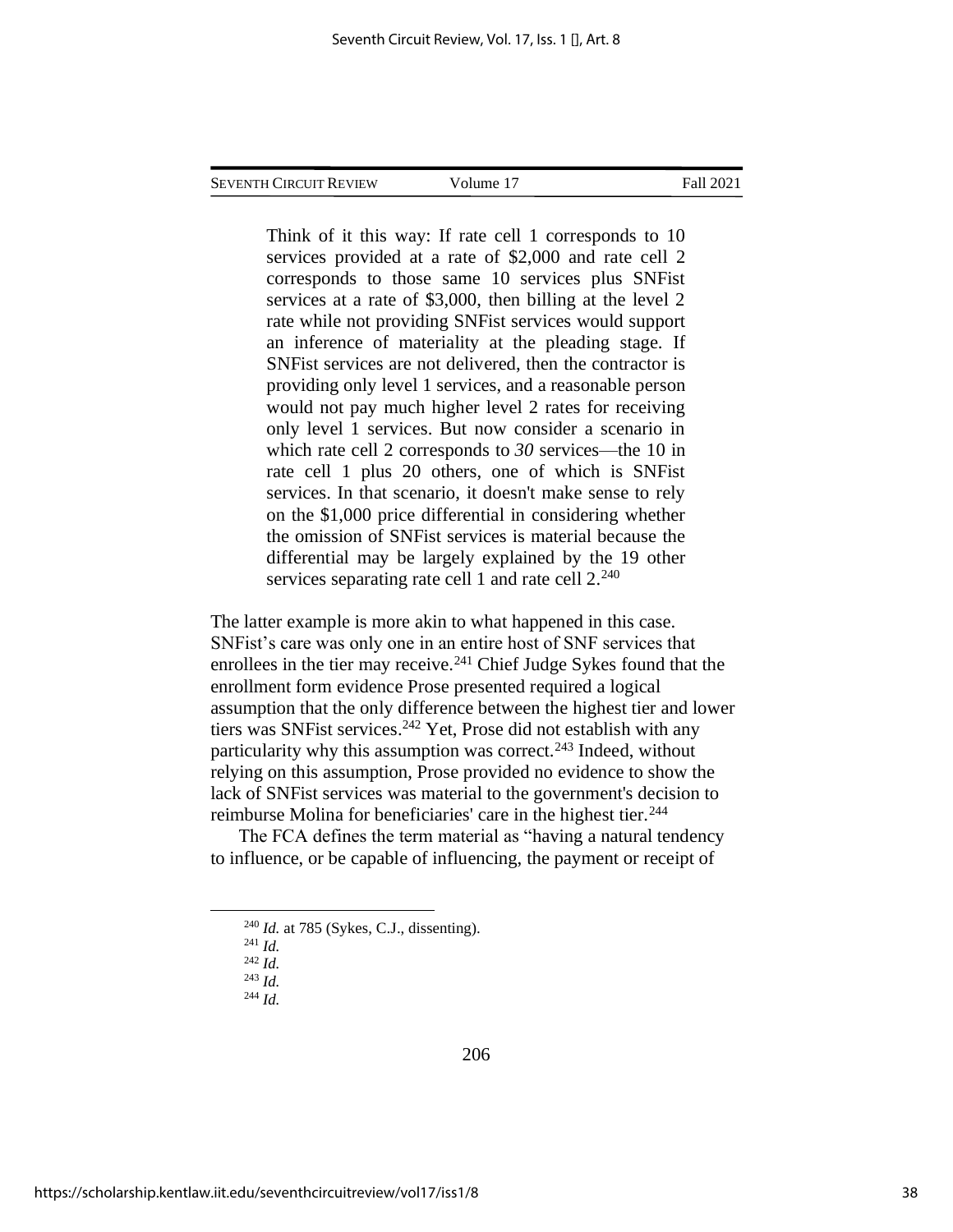> Think of it this way: If rate cell 1 corresponds to 10 services provided at a rate of $2,000 and rate cell 2 corresponds to those same 10 services plus SNFist services at a rate of $3,000, then billing at the level 2 rate while not providing SNFist services would support an inference of materiality at the pleading stage. If SNFist services are not delivered, then the contractor is providing only level 1 services, and a reasonable person would not pay much higher level 2 rates for receiving only level 1 services. But now consider a scenario in which rate cell 2 corresponds to *30* services—the 10 in rate cell 1 plus 20 others, one of which is SNFist services. In that scenario, it doesn't make sense to rely on the $1,000 price differential in considering whether the omission of SNFist services is material because the differential may be largely explained by the 19 other services separating rate cell 1 and rate cell 2.[240]

The latter example is more akin to what happened in this case. SNFist's care was only one in an entire host of SNF services that enrollees in the tier may receive.[241] Chief Judge Sykes found that the enrollment form evidence Prose presented required a logical assumption that the only difference between the highest tier and lower tiers was SNFist services.[242] Yet, Prose did not establish with any particularity why this assumption was correct.[243] Indeed, without relying on this assumption, Prose provided no evidence to show the lack of SNFist services was material to the government's decision to reimburse Molina for beneficiaries' care in the highest tier.[244]

The FCA defines the term material as "having a natural tendency to influence, or be capable of influencing, the payment or receipt of

---

[240] *Id.* at 785 (Sykes, C.J., dissenting).

[241] *Id.*

[242] *Id.*

[243] *Id.*

[244] *Id.*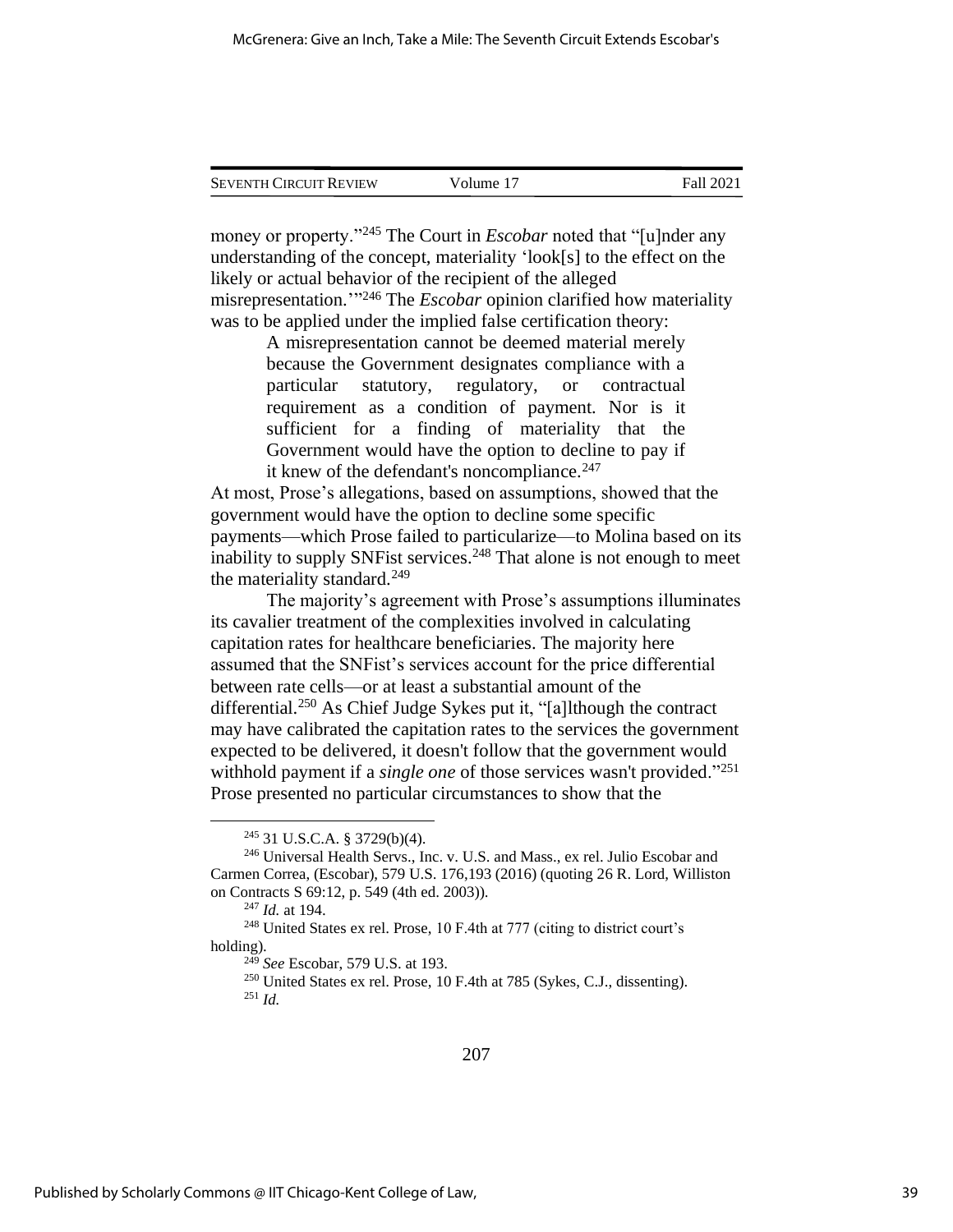money or property."[245] The Court in *Escobar* noted that "[u]nder any understanding of the concept, materiality 'look[s] to the effect on the likely or actual behavior of the recipient of the alleged misrepresentation.'"[246] The *Escobar* opinion clarified how materiality was to be applied under the implied false certification theory:

> A misrepresentation cannot be deemed material merely because the Government designates compliance with a particular statutory, regulatory, or contractual requirement as a condition of payment. Nor is it sufficient for a finding of materiality that the Government would have the option to decline to pay if it knew of the defendant's noncompliance.[247]

At most, Prose's allegations, based on assumptions, showed that the government would have the option to decline some specific payments—which Prose failed to particularize—to Molina based on its inability to supply SNFist services.[248] That alone is not enough to meet the materiality standard.[249]

The majority's agreement with Prose's assumptions illuminates its cavalier treatment of the complexities involved in calculating capitation rates for healthcare beneficiaries. The majority here assumed that the SNFist's services account for the price differential between rate cells—or at least a substantial amount of the differential.[250] As Chief Judge Sykes put it, "[a]lthough the contract may have calibrated the capitation rates to the services the government expected to be delivered, it doesn't follow that the government would withhold payment if a *single one* of those services wasn't provided."[251] Prose presented no particular circumstances to show that the

---

[245] 31 U.S.C.A. § 3729(b)(4).

[246] Universal Health Servs., Inc. v. U.S. and Mass., ex rel. Julio Escobar and Carmen Correa, (Escobar), 579 U.S. 176,193 (2016) (quoting 26 R. Lord, Williston on Contracts S 69:12, p. 549 (4th ed. 2003)).

[247] *Id.* at 194.

[248] United States ex rel. Prose, 10 F.4th at 777 (citing to district court's holding).

[249] *See* Escobar, 579 U.S. at 193.

[250] United States ex rel. Prose, 10 F.4th at 785 (Sykes, C.J., dissenting).

[251] *Id.*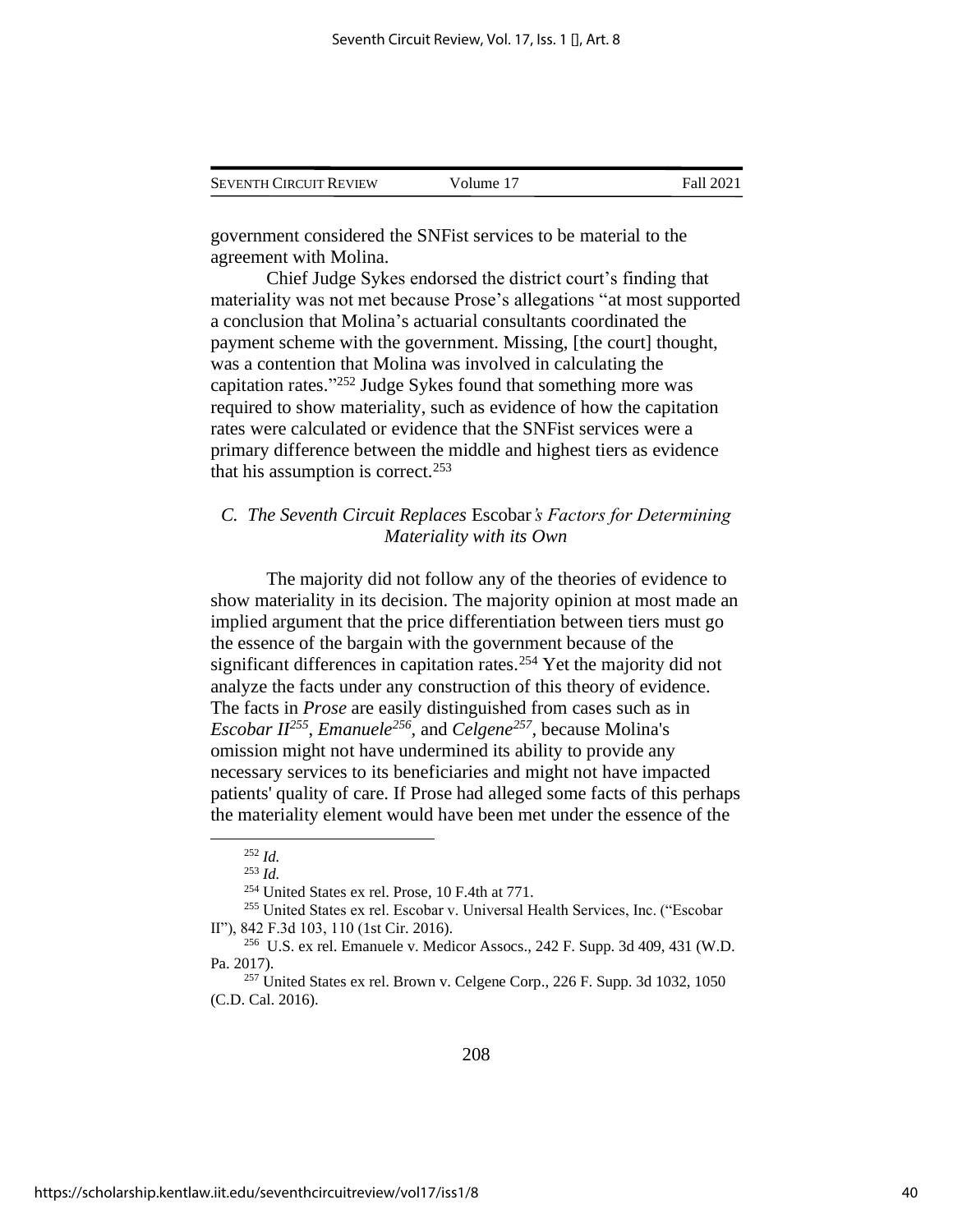government considered the SNFist services to be material to the agreement with Molina.

Chief Judge Sykes endorsed the district court's finding that materiality was not met because Prose's allegations "at most supported a conclusion that Molina's actuarial consultants coordinated the payment scheme with the government. Missing, [the court] thought, was a contention that Molina was involved in calculating the capitation rates."[252] Judge Sykes found that something more was required to show materiality, such as evidence of how the capitation rates were calculated or evidence that the SNFist services were a primary difference between the middle and highest tiers as evidence that his assumption is correct.[253]

### C. The Seventh Circuit Replaces Escobar's Factors for Determining Materiality with its Own

The majority did not follow any of the theories of evidence to show materiality in its decision. The majority opinion at most made an implied argument that the price differentiation between tiers must go the essence of the bargain with the government because of the significant differences in capitation rates.[254] Yet the majority did not analyze the facts under any construction of this theory of evidence. The facts in *Prose* are easily distinguished from cases such as in *Escobar II*[255], *Emanuele*[256], and *Celgene*[257], because Molina's omission might not have undermined its ability to provide any necessary services to its beneficiaries and might not have impacted patients' quality of care. If Prose had alleged some facts of this perhaps the materiality element would have been met under the essence of the

---

[252] *Id.*

[253] *Id.*

[254] United States ex rel. Prose, 10 F.4th at 771.

[255] United States ex rel. Escobar v. Universal Health Services, Inc. ("Escobar II"), 842 F.3d 103, 110 (1st Cir. 2016).

[256] U.S. ex rel. Emanuele v. Medicor Assocs., 242 F. Supp. 3d 409, 431 (W.D. Pa. 2017).

[257] United States ex rel. Brown v. Celgene Corp., 226 F. Supp. 3d 1032, 1050 (C.D. Cal. 2016).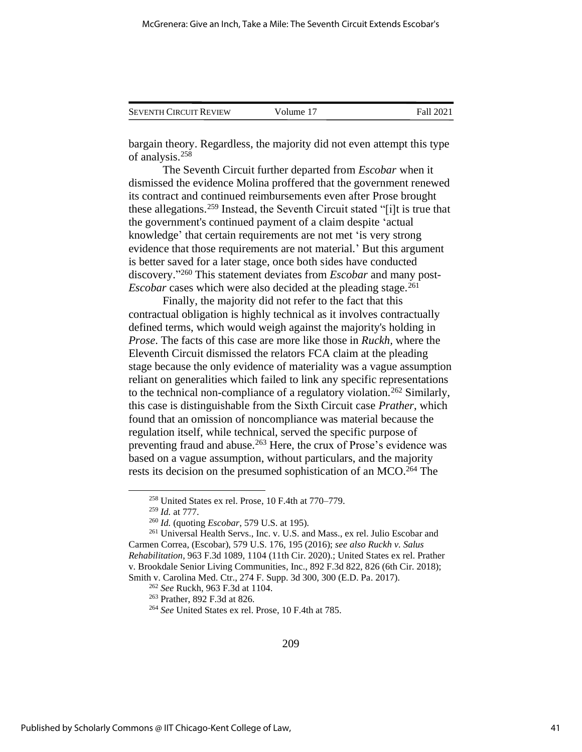bargain theory. Regardless, the majority did not even attempt this type of analysis.[258]

The Seventh Circuit further departed from *Escobar* when it dismissed the evidence Molina proffered that the government renewed its contract and continued reimbursements even after Prose brought these allegations.[259] Instead, the Seventh Circuit stated "[i]t is true that the government's continued payment of a claim despite 'actual knowledge' that certain requirements are not met 'is very strong evidence that those requirements are not material.' But this argument is better saved for a later stage, once both sides have conducted discovery."[260] This statement deviates from *Escobar* and many post-*Escobar* cases which were also decided at the pleading stage.[261]

Finally, the majority did not refer to the fact that this contractual obligation is highly technical as it involves contractually defined terms, which would weigh against the majority's holding in *Prose*. The facts of this case are more like those in *Ruckh*, where the Eleventh Circuit dismissed the relators FCA claim at the pleading stage because the only evidence of materiality was a vague assumption reliant on generalities which failed to link any specific representations to the technical non-compliance of a regulatory violation.[262] Similarly, this case is distinguishable from the Sixth Circuit case *Prather*, which found that an omission of noncompliance was material because the regulation itself, while technical, served the specific purpose of preventing fraud and abuse.[263] Here, the crux of Prose's evidence was based on a vague assumption, without particulars, and the majority rests its decision on the presumed sophistication of an MCO.[264] The

---

[258] United States ex rel. Prose, 10 F.4th at 770–779.

[259] *Id.* at 777.

[260] *Id.* (quoting *Escobar*, 579 U.S. at 195).

[261] Universal Health Servs., Inc. v. U.S. and Mass., ex rel. Julio Escobar and Carmen Correa, (Escobar), 579 U.S. 176, 195 (2016); *see also Ruckh v. Salus Rehabilitation*, 963 F.3d 1089, 1104 (11th Cir. 2020).; United States ex rel. Prather v. Brookdale Senior Living Communities, Inc., 892 F.3d 822, 826 (6th Cir. 2018); Smith v. Carolina Med. Ctr., 274 F. Supp. 3d 300, 300 (E.D. Pa. 2017).

[262] *See* Ruckh, 963 F.3d at 1104.

[263] Prather, 892 F.3d at 826.

[264] *See* United States ex rel. Prose, 10 F.4th at 785.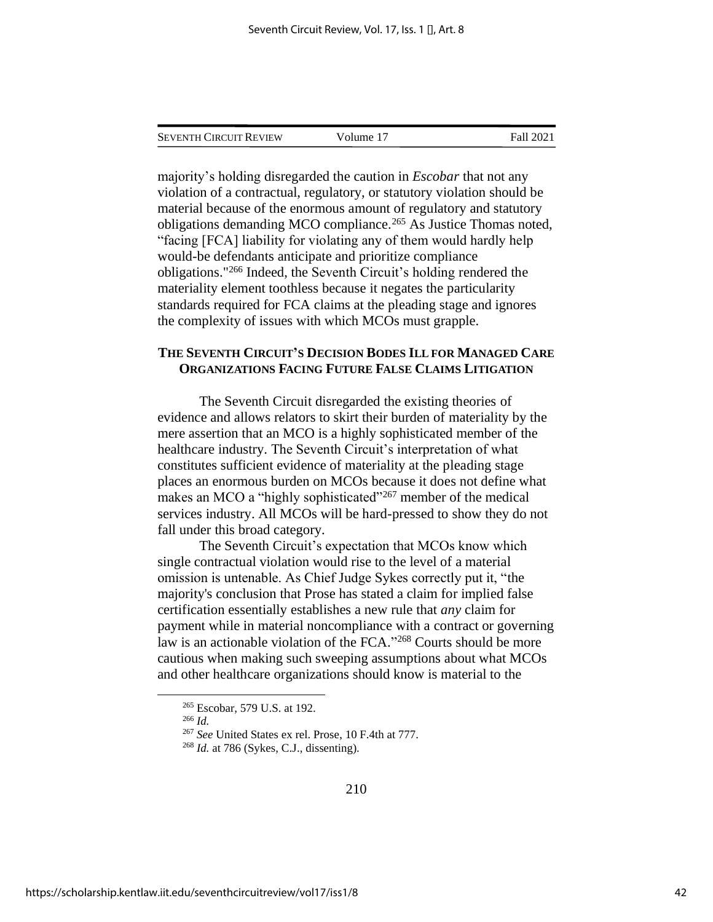majority's holding disregarded the caution in *Escobar* that not any violation of a contractual, regulatory, or statutory violation should be material because of the enormous amount of regulatory and statutory obligations demanding MCO compliance.[265] As Justice Thomas noted, "facing [FCA] liability for violating any of them would hardly help would-be defendants anticipate and prioritize compliance obligations."[266] Indeed, the Seventh Circuit's holding rendered the materiality element toothless because it negates the particularity standards required for FCA claims at the pleading stage and ignores the complexity of issues with which MCOs must grapple.

**THE SEVENTH CIRCUIT'S DECISION BODES ILL FOR MANAGED CARE ORGANIZATIONS FACING FUTURE FALSE CLAIMS LITIGATION**

The Seventh Circuit disregarded the existing theories of evidence and allows relators to skirt their burden of materiality by the mere assertion that an MCO is a highly sophisticated member of the healthcare industry. The Seventh Circuit's interpretation of what constitutes sufficient evidence of materiality at the pleading stage places an enormous burden on MCOs because it does not define what makes an MCO a "highly sophisticated"[267] member of the medical services industry. All MCOs will be hard-pressed to show they do not fall under this broad category.

The Seventh Circuit's expectation that MCOs know which single contractual violation would rise to the level of a material omission is untenable. As Chief Judge Sykes correctly put it, "the majority's conclusion that Prose has stated a claim for implied false certification essentially establishes a new rule that *any* claim for payment while in material noncompliance with a contract or governing law is an actionable violation of the FCA."[268] Courts should be more cautious when making such sweeping assumptions about what MCOs and other healthcare organizations should know is material to the

[265] Escobar, 579 U.S. at 192.

[266] *Id.*

[267] *See* United States ex rel. Prose, 10 F.4th at 777.

[268] *Id.* at 786 (Sykes, C.J., dissenting).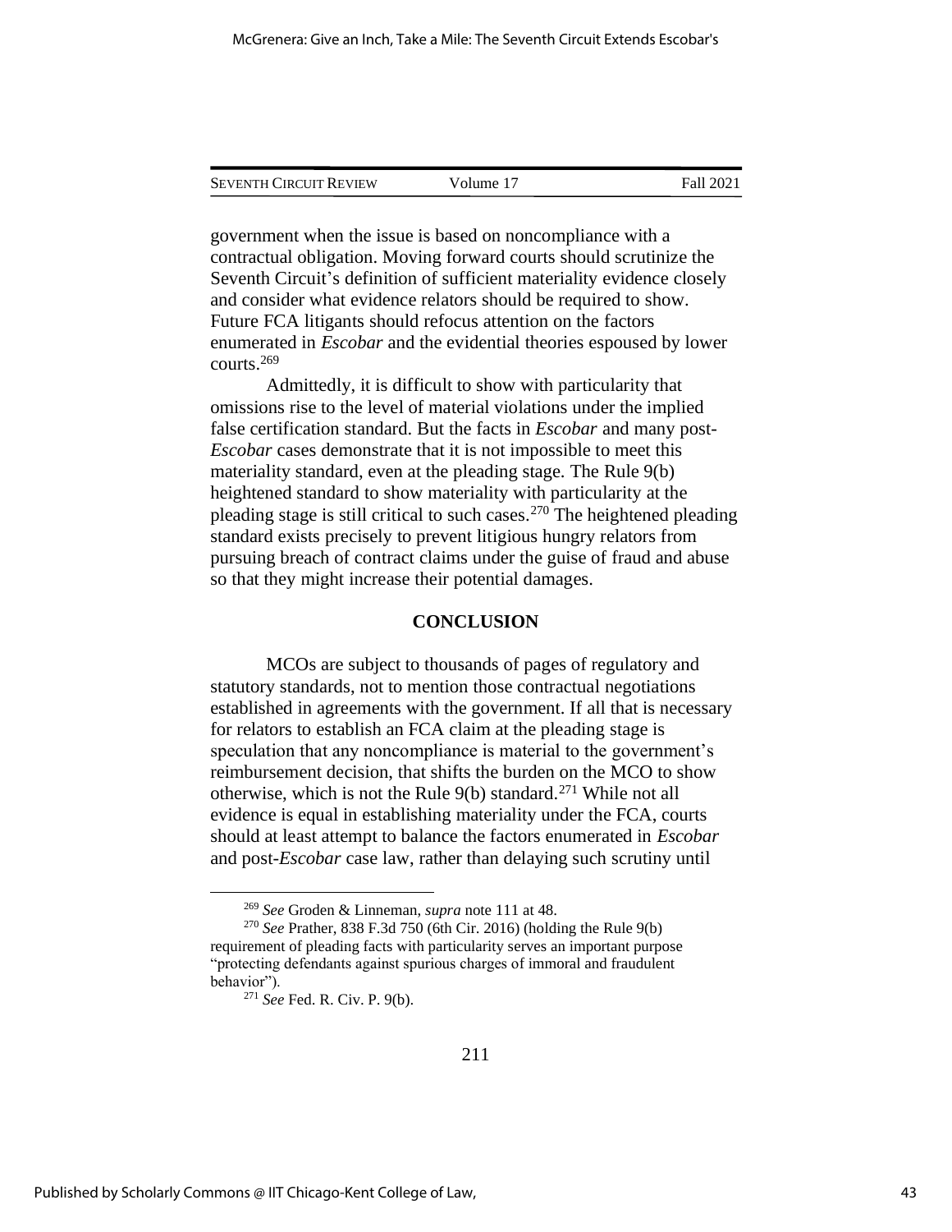government when the issue is based on noncompliance with a contractual obligation. Moving forward courts should scrutinize the Seventh Circuit's definition of sufficient materiality evidence closely and consider what evidence relators should be required to show. Future FCA litigants should refocus attention on the factors enumerated in *Escobar* and the evidential theories espoused by lower courts.[269]

Admittedly, it is difficult to show with particularity that omissions rise to the level of material violations under the implied false certification standard. But the facts in *Escobar* and many post-*Escobar* cases demonstrate that it is not impossible to meet this materiality standard, even at the pleading stage. The Rule 9(b) heightened standard to show materiality with particularity at the pleading stage is still critical to such cases.[270] The heightened pleading standard exists precisely to prevent litigious hungry relators from pursuing breach of contract claims under the guise of fraud and abuse so that they might increase their potential damages.

## CONCLUSION

MCOs are subject to thousands of pages of regulatory and statutory standards, not to mention those contractual negotiations established in agreements with the government. If all that is necessary for relators to establish an FCA claim at the pleading stage is speculation that any noncompliance is material to the government's reimbursement decision, that shifts the burden on the MCO to show otherwise, which is not the Rule 9(b) standard.[271] While not all evidence is equal in establishing materiality under the FCA, courts should at least attempt to balance the factors enumerated in *Escobar* and post-*Escobar* case law, rather than delaying such scrutiny until

---

[269] *See* Groden & Linneman, *supra* note 111 at 48.

[270] *See* Prather, 838 F.3d 750 (6th Cir. 2016) (holding the Rule 9(b) requirement of pleading facts with particularity serves an important purpose "protecting defendants against spurious charges of immoral and fraudulent behavior").

[271] *See* Fed. R. Civ. P. 9(b).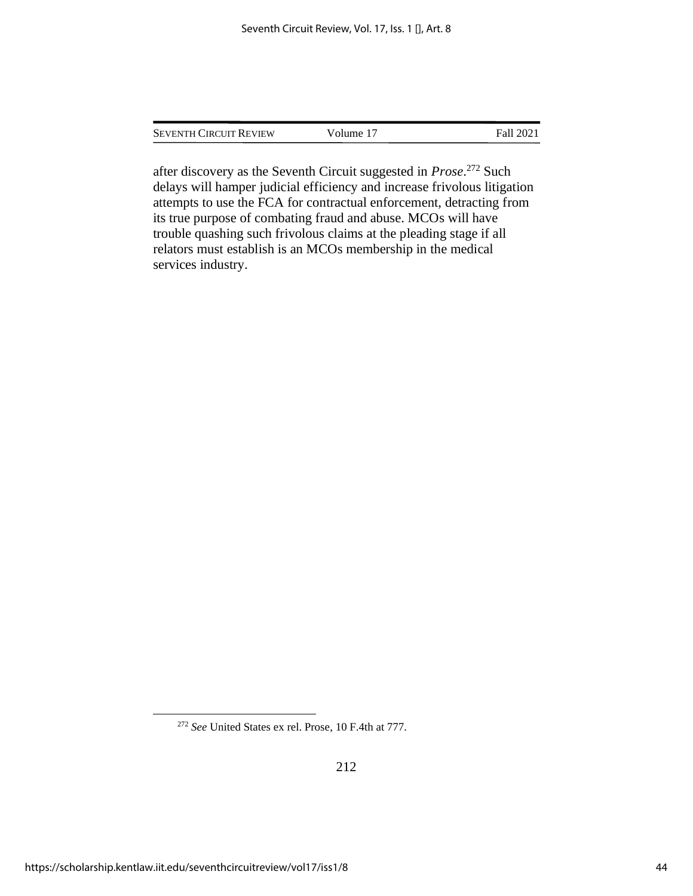after discovery as the Seventh Circuit suggested in *Prose*.[272] Such delays will hamper judicial efficiency and increase frivolous litigation attempts to use the FCA for contractual enforcement, detracting from its true purpose of combating fraud and abuse. MCOs will have trouble quashing such frivolous claims at the pleading stage if all relators must establish is an MCOs membership in the medical services industry.

---

[272] *See* United States ex rel. Prose, 10 F.4th at 777.